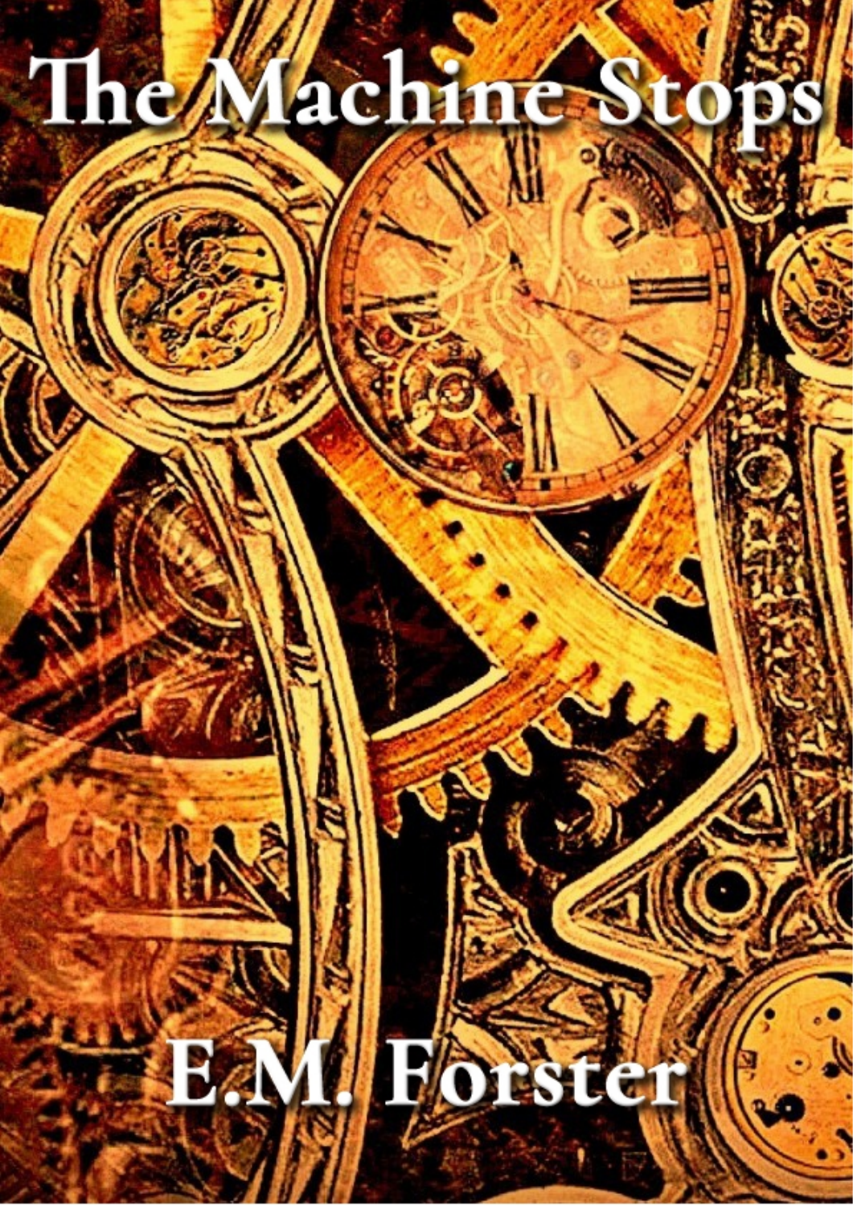# The Machine Stops

E.M. Forster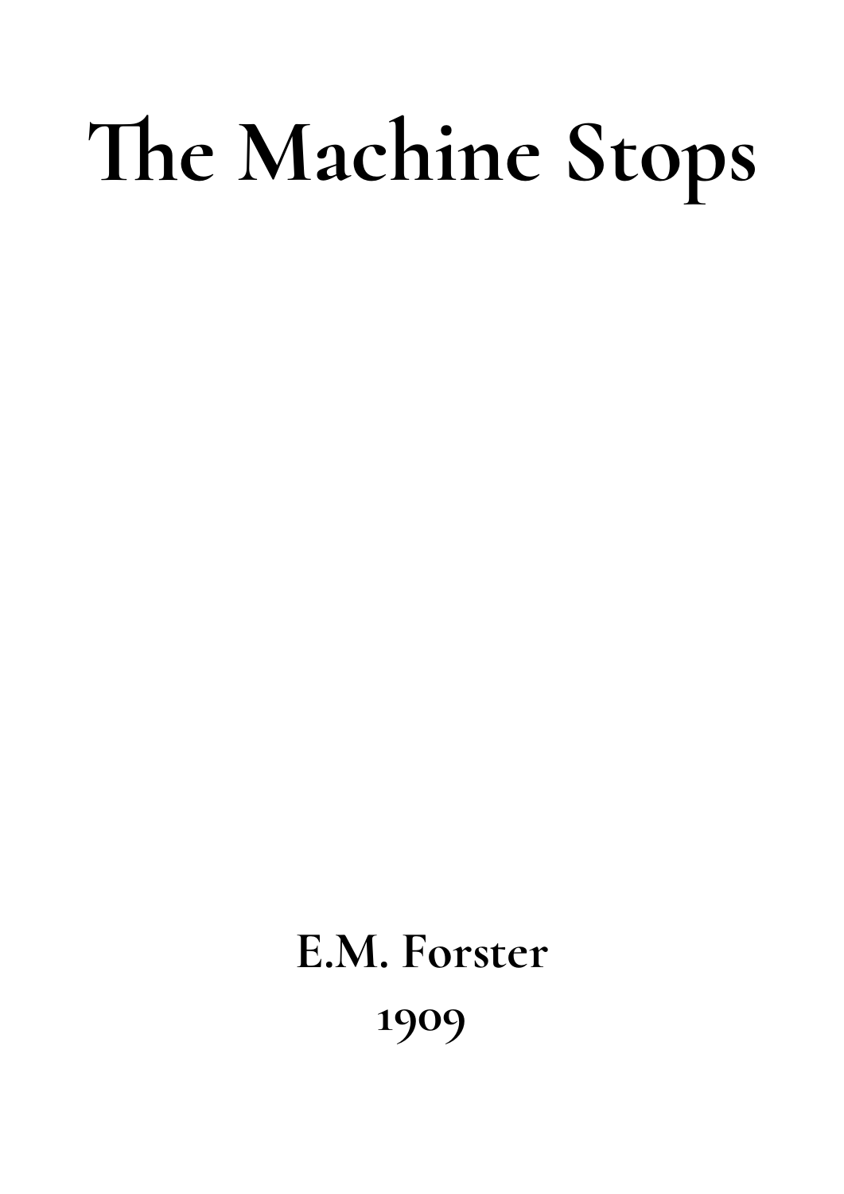# The Machine Stops

**E.M. Forster**

**1909**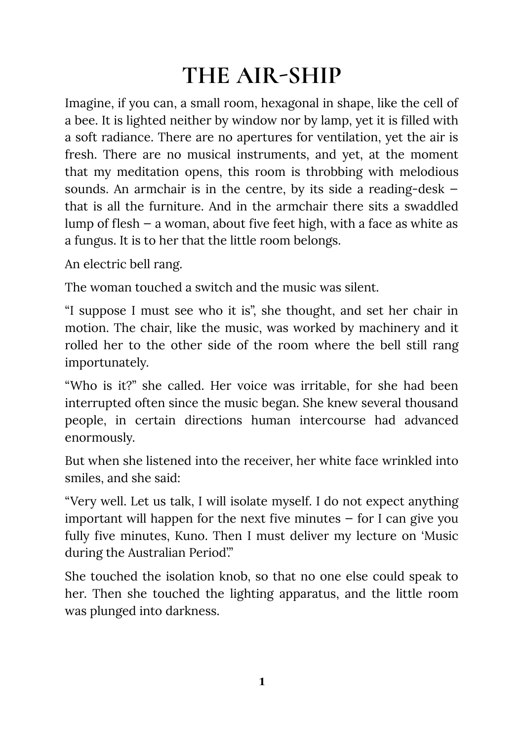# THE AIR-SHIP

Imagine, if you can, a small room, hexagonal in shape, like the cell of a bee. It is lighted neither by window nor by lamp, yet it is filled with a soft radiance. There are no apertures for ventilation, yet the air is fresh. There are no musical instruments, and yet, at the moment that my meditation opens, this room is throbbing with melodious sounds. An armchair is in the centre, by its side a reading-desk — that is all the furniture. And in the armchair there sits a swaddled lump of flesh — a woman, about five feet high, with a face as white as a fungus. It is to her that the little room belongs.

An electric bell rang.

The woman touched a switch and the music was silent.

"I suppose I must see who it is", she thought, and set her chair in motion. The chair, like the music, was worked by machinery and it rolled her to the other side of the room where the bell still rang importunately.

"Who is it?" she called. Her voice was irritable, for she had been interrupted often since the music began. She knew several thousand people, in certain directions human intercourse had advanced enormously.

But when she listened into the receiver, her white face wrinkled into smiles, and she said:

"Very well. Let us talk, I will isolate myself. I do not expect anything important will happen for the next five minutes — for I can give you fully five minutes, Kuno. Then I must deliver my lecture on 'Music during the Australian Period'."

She touched the isolation knob, so that no one else could speak to her. Then she touched the lighting apparatus, and the little room was plunged into darkness.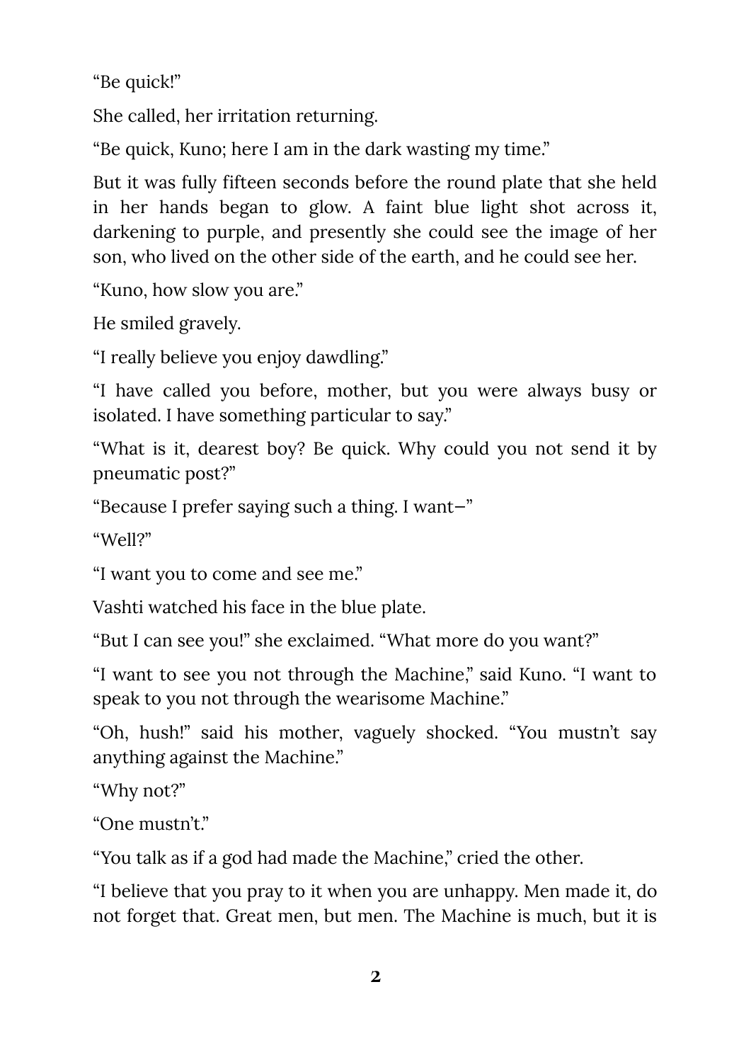"Be quick!"

She called, her irritation returning.

"Be quick, Kuno; here I am in the dark wasting my time."

But it was fully fifteen seconds before the round plate that she held in her hands began to glow. A faint blue light shot across it, darkening to purple, and presently she could see the image of her son, who lived on the other side of the earth, and he could see her.

"Kuno, how slow you are."

He smiled gravely.

"I really believe you enjoy dawdling."

"I have called you before, mother, but you were always busy or isolated. I have something particular to say."

"What is it, dearest boy? Be quick. Why could you not send it by pneumatic post?"

"Because I prefer saying such a thing. I want—"

"Well?"

"I want you to come and see me."

Vashti watched his face in the blue plate.

"But I can see you!" she exclaimed. "What more do you want?"

"I want to see you not through the Machine," said Kuno. "I want to speak to you not through the wearisome Machine."

"Oh, hush!" said his mother, vaguely shocked. "You mustn't say anything against the Machine."

"Why not?"

"One mustn't."

"You talk as if a god had made the Machine," cried the other.

"I believe that you pray to it when you are unhappy. Men made it, do not forget that. Great men, but men. The Machine is much, but it is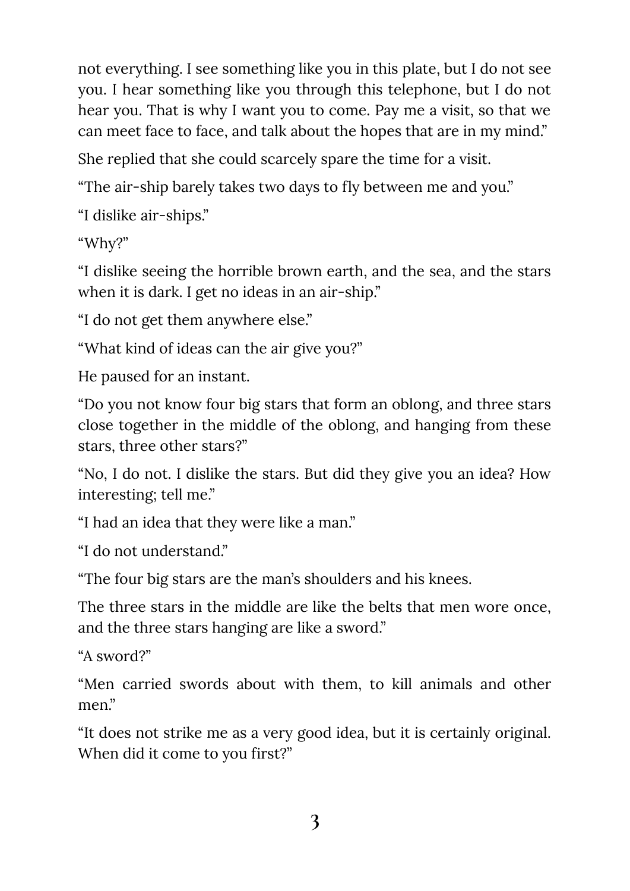not everything. I see something like you in this plate, but I do not see you. I hear something like you through this telephone, but I do not hear you. That is why I want you to come. Pay me a visit, so that we can meet face to face, and talk about the hopes that are in my mind."

She replied that she could scarcely spare the time for a visit.

"The air-ship barely takes two days to fly between me and you."

"I dislike air-ships."

"Why?"

"I dislike seeing the horrible brown earth, and the sea, and the stars when it is dark. I get no ideas in an air-ship."

"I do not get them anywhere else."

"What kind of ideas can the air give you?"

He paused for an instant.

"Do you not know four big stars that form an oblong, and three stars close together in the middle of the oblong, and hanging from these stars, three other stars?"

"No, I do not. I dislike the stars. But did they give you an idea? How interesting; tell me."

"I had an idea that they were like a man."

"I do not understand."

"The four big stars are the man's shoulders and his knees.

The three stars in the middle are like the belts that men wore once, and the three stars hanging are like a sword."

"A sword?"

"Men carried swords about with them, to kill animals and other men."

"It does not strike me as a very good idea, but it is certainly original. When did it come to you first?"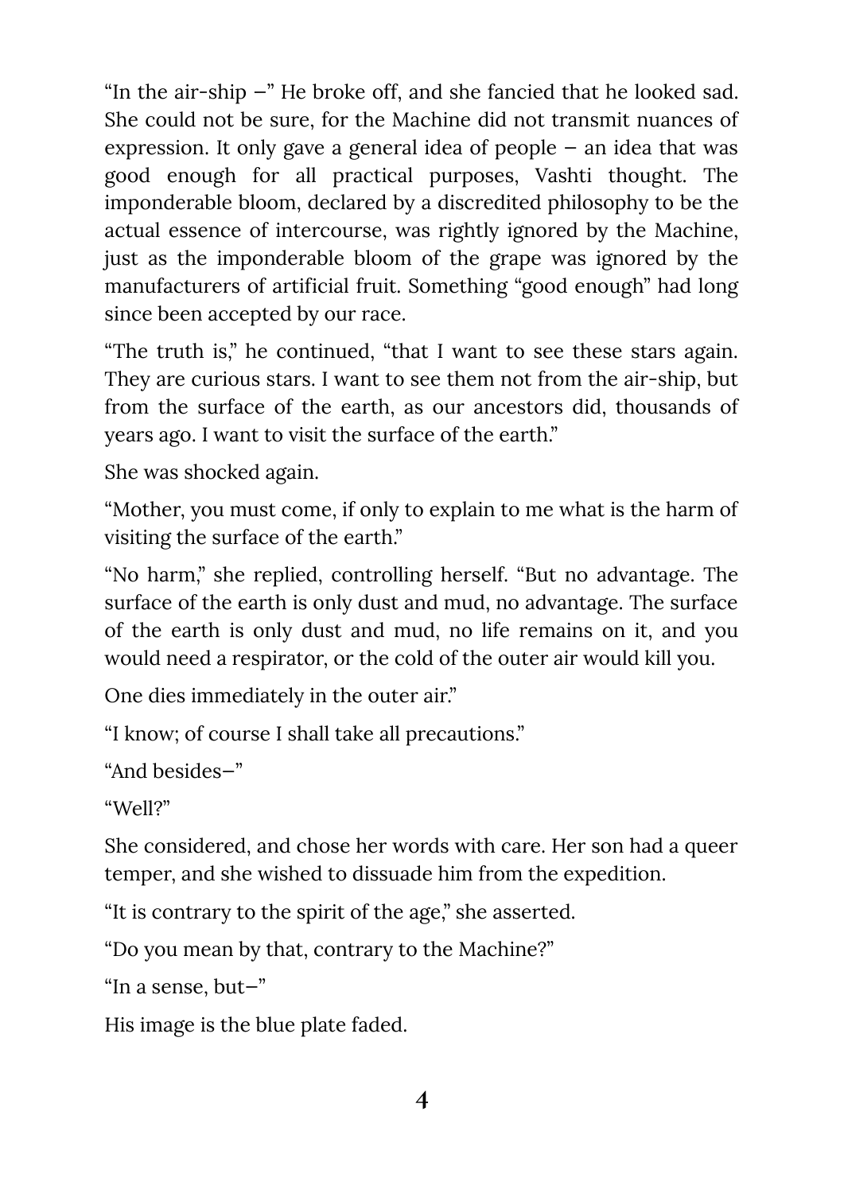"In the air-ship –" He broke off, and she fancied that he looked sad. She could not be sure, for the Machine did not transmit nuances of expression. It only gave a general idea of people – an idea that was good enough for all practical purposes, Vashti thought. The imponderable bloom, declared by a discredited philosophy to be the actual essence of intercourse, was rightly ignored by the Machine, just as the imponderable bloom of the grape was ignored by the manufacturers of artificial fruit. Something "good enough" had long since been accepted by our race.

"The truth is," he continued, "that I want to see these stars again. They are curious stars. I want to see them not from the air-ship, but from the surface of the earth, as our ancestors did, thousands of years ago. I want to visit the surface of the earth."

She was shocked again.

"Mother, you must come, if only to explain to me what is the harm of visiting the surface of the earth."

"No harm," she replied, controlling herself. "But no advantage. The surface of the earth is only dust and mud, no advantage. The surface of the earth is only dust and mud, no life remains on it, and you would need a respirator, or the cold of the outer air would kill you.

One dies immediately in the outer air."

"I know; of course I shall take all precautions."

"And besides–"

"Well?"

She considered, and chose her words with care. Her son had a queer temper, and she wished to dissuade him from the expedition.

"It is contrary to the spirit of the age," she asserted.

"Do you mean by that, contrary to the Machine?"

"In a sense, but–"

His image is the blue plate faded.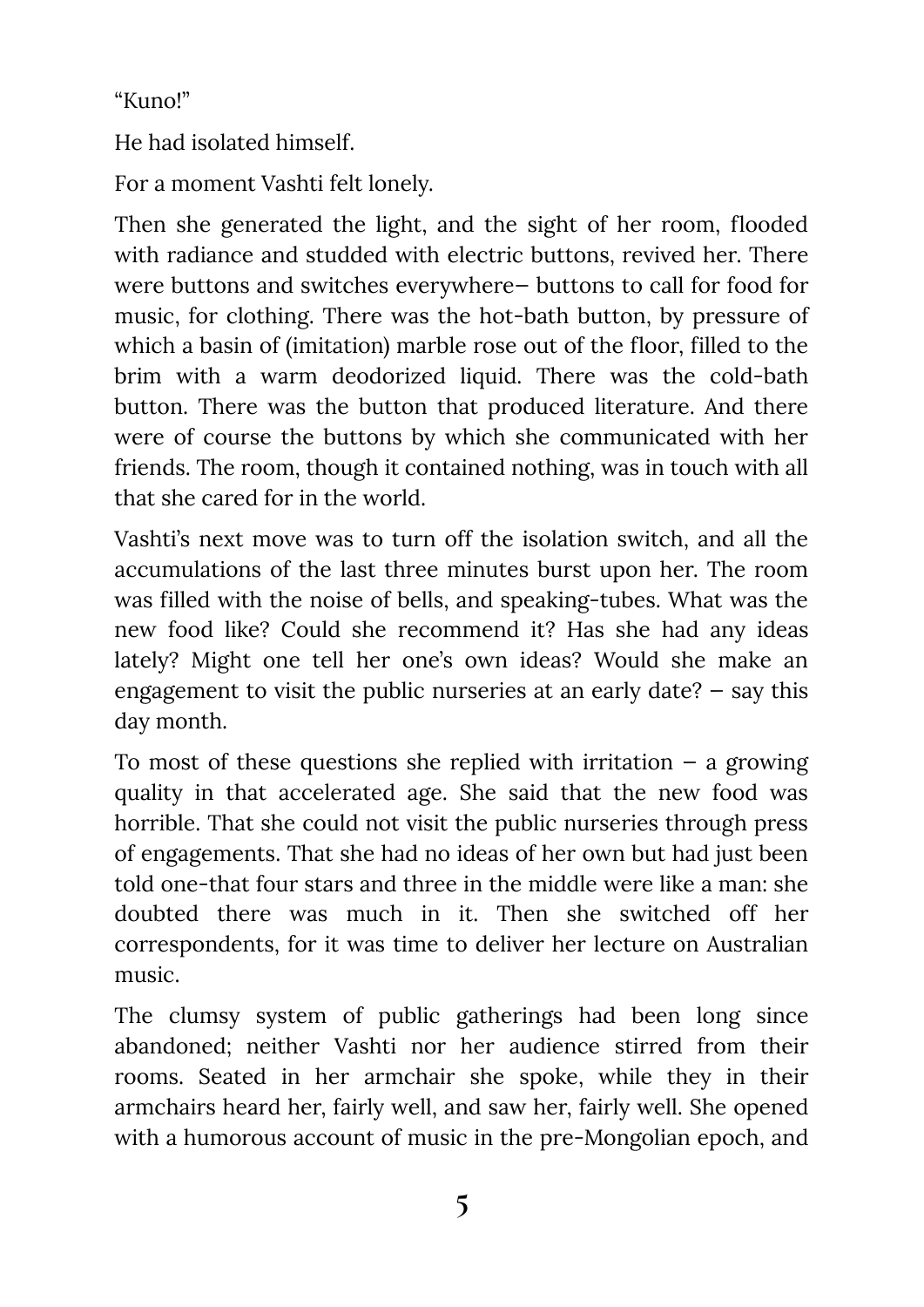"Kuno!"

He had isolated himself.

For a moment Vashti felt lonely.

Then she generated the light, and the sight of her room, flooded with radiance and studded with electric buttons, revived her. There were buttons and switches everywhere– buttons to call for food for music, for clothing. There was the hot-bath button, by pressure of which a basin of (imitation) marble rose out of the floor, filled to the brim with a warm deodorized liquid. There was the cold-bath button. There was the button that produced literature. And there were of course the buttons by which she communicated with her friends. The room, though it contained nothing, was in touch with all that she cared for in the world.

Vashti's next move was to turn off the isolation switch, and all the accumulations of the last three minutes burst upon her. The room was filled with the noise of bells, and speaking-tubes. What was the new food like? Could she recommend it? Has she had any ideas lately? Might one tell her one's own ideas? Would she make an engagement to visit the public nurseries at an early date? – say this day month.

To most of these questions she replied with irritation – a growing quality in that accelerated age. She said that the new food was horrible. That she could not visit the public nurseries through press of engagements. That she had no ideas of her own but had just been told one-that four stars and three in the middle were like a man: she doubted there was much in it. Then she switched off her correspondents, for it was time to deliver her lecture on Australian music.

The clumsy system of public gatherings had been long since abandoned; neither Vashti nor her audience stirred from their rooms. Seated in her armchair she spoke, while they in their armchairs heard her, fairly well, and saw her, fairly well. She opened with a humorous account of music in the pre-Mongolian epoch, and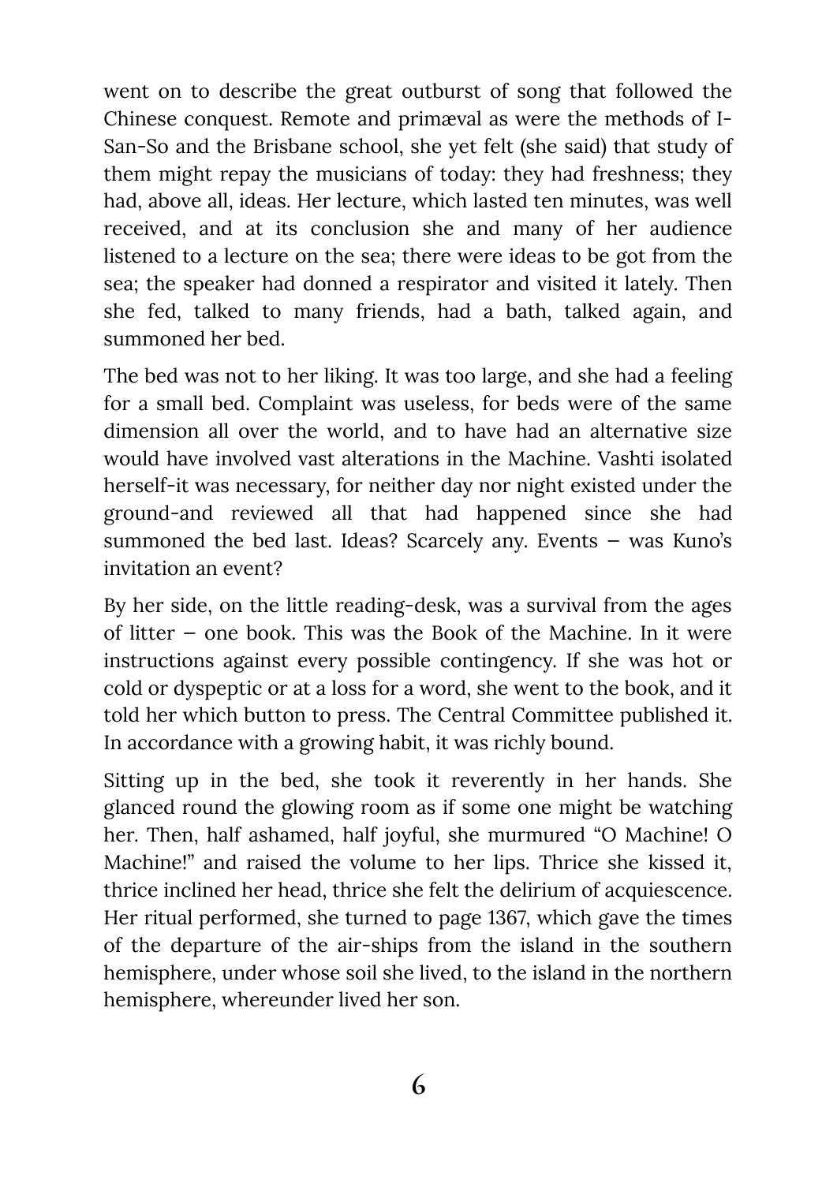went on to describe the great outburst of song that followed the Chinese conquest. Remote and primæval as were the methods of I-San-So and the Brisbane school, she yet felt (she said) that study of them might repay the musicians of today: they had freshness; they had, above all, ideas. Her lecture, which lasted ten minutes, was well received, and at its conclusion she and many of her audience listened to a lecture on the sea; there were ideas to be got from the sea; the speaker had donned a respirator and visited it lately. Then she fed, talked to many friends, had a bath, talked again, and summoned her bed.

The bed was not to her liking. It was too large, and she had a feeling for a small bed. Complaint was useless, for beds were of the same dimension all over the world, and to have had an alternative size would have involved vast alterations in the Machine. Vashti isolated herself-it was necessary, for neither day nor night existed under the ground-and reviewed all that had happened since she had summoned the bed last. Ideas? Scarcely any. Events – was Kuno's invitation an event?

By her side, on the little reading-desk, was a survival from the ages of litter – one book. This was the Book of the Machine. In it were instructions against every possible contingency. If she was hot or cold or dyspeptic or at a loss for a word, she went to the book, and it told her which button to press. The Central Committee published it. In accordance with a growing habit, it was richly bound.

Sitting up in the bed, she took it reverently in her hands. She glanced round the glowing room as if some one might be watching her. Then, half ashamed, half joyful, she murmured "O Machine! O Machine!" and raised the volume to her lips. Thrice she kissed it, thrice inclined her head, thrice she felt the delirium of acquiescence. Her ritual performed, she turned to page 1367, which gave the times of the departure of the air-ships from the island in the southern hemisphere, under whose soil she lived, to the island in the northern hemisphere, whereunder lived her son.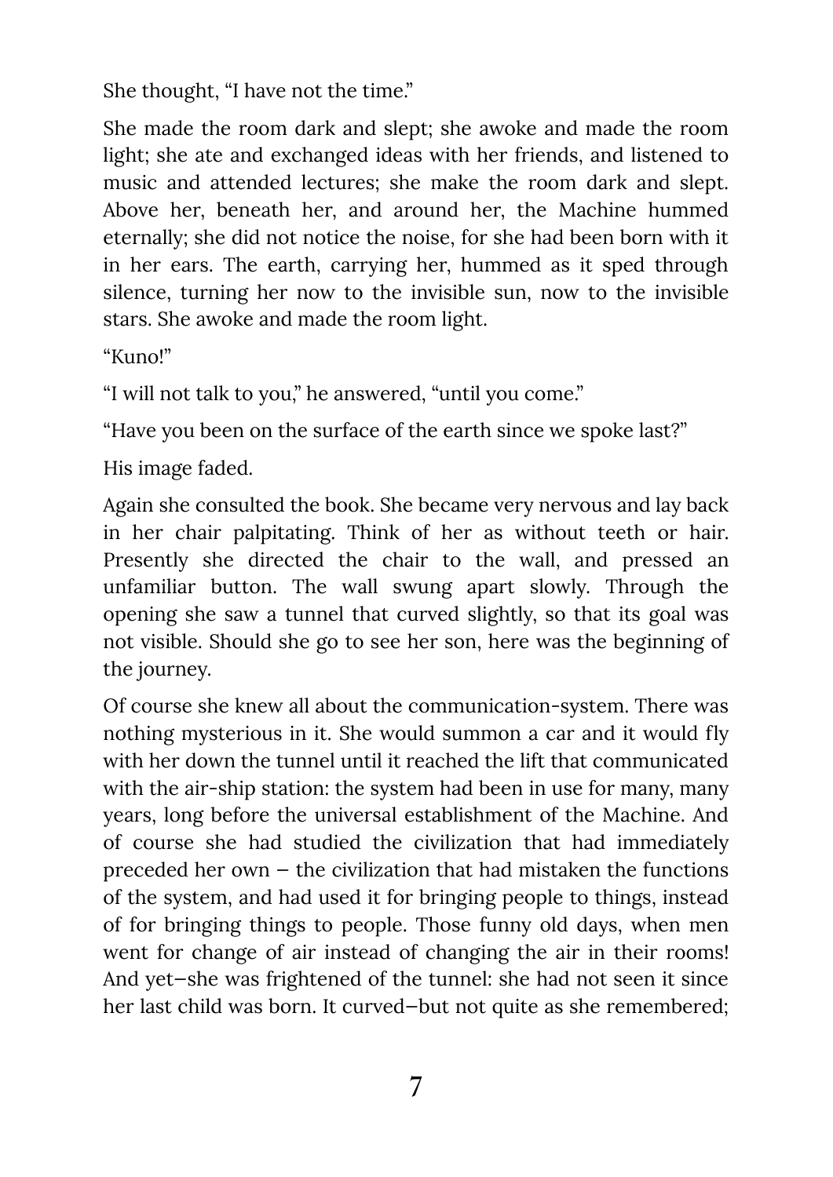She thought, “I have not the time.”

She made the room dark and slept; she awoke and made the room light; she ate and exchanged ideas with her friends, and listened to music and attended lectures; she make the room dark and slept. Above her, beneath her, and around her, the Machine hummed eternally; she did not notice the noise, for she had been born with it in her ears. The earth, carrying her, hummed as it sped through silence, turning her now to the invisible sun, now to the invisible stars. She awoke and made the room light.

“Kuno!”

“I will not talk to you,” he answered, “until you come.”

“Have you been on the surface of the earth since we spoke last?”

His image faded.

Again she consulted the book. She became very nervous and lay back in her chair palpitating. Think of her as without teeth or hair. Presently she directed the chair to the wall, and pressed an unfamiliar button. The wall swung apart slowly. Through the opening she saw a tunnel that curved slightly, so that its goal was not visible. Should she go to see her son, here was the beginning of the journey.

Of course she knew all about the communication-system. There was nothing mysterious in it. She would summon a car and it would fly with her down the tunnel until it reached the lift that communicated with the air-ship station: the system had been in use for many, many years, long before the universal establishment of the Machine. And of course she had studied the civilization that had immediately preceded her own – the civilization that had mistaken the functions of the system, and had used it for bringing people to things, instead of for bringing things to people. Those funny old days, when men went for change of air instead of changing the air in their rooms! And yet—she was frightened of the tunnel: she had not seen it since her last child was born. It curved—but not quite as she remembered;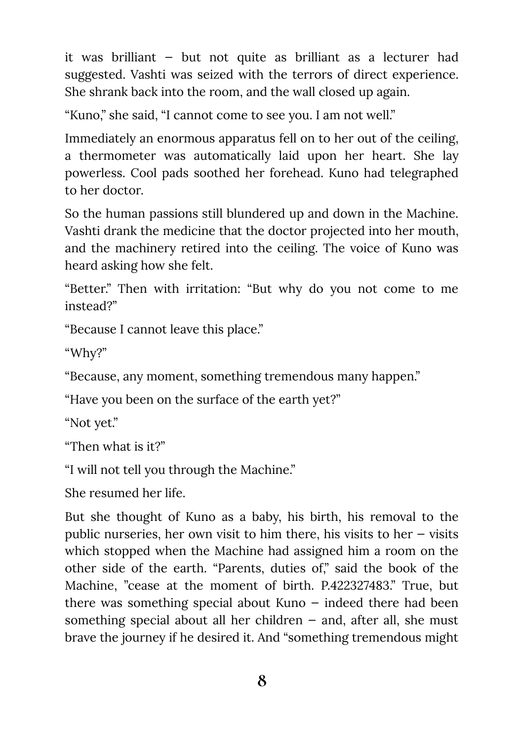it was brilliant – but not quite as brilliant as a lecturer had suggested. Vashti was seized with the terrors of direct experience. She shrank back into the room, and the wall closed up again.

"Kuno," she said, "I cannot come to see you. I am not well."

Immediately an enormous apparatus fell on to her out of the ceiling, a thermometer was automatically laid upon her heart. She lay powerless. Cool pads soothed her forehead. Kuno had telegraphed to her doctor.

So the human passions still blundered up and down in the Machine. Vashti drank the medicine that the doctor projected into her mouth, and the machinery retired into the ceiling. The voice of Kuno was heard asking how she felt.

"Better." Then with irritation: "But why do you not come to me instead?"

"Because I cannot leave this place."

"Why?"

"Because, any moment, something tremendous many happen."

"Have you been on the surface of the earth yet?"

"Not yet."

"Then what is it?"

"I will not tell you through the Machine."

She resumed her life.

But she thought of Kuno as a baby, his birth, his removal to the public nurseries, her own visit to him there, his visits to her – visits which stopped when the Machine had assigned him a room on the other side of the earth. "Parents, duties of," said the book of the Machine, "cease at the moment of birth. P.422327483." True, but there was something special about Kuno – indeed there had been something special about all her children – and, after all, she must brave the journey if he desired it. And "something tremendous might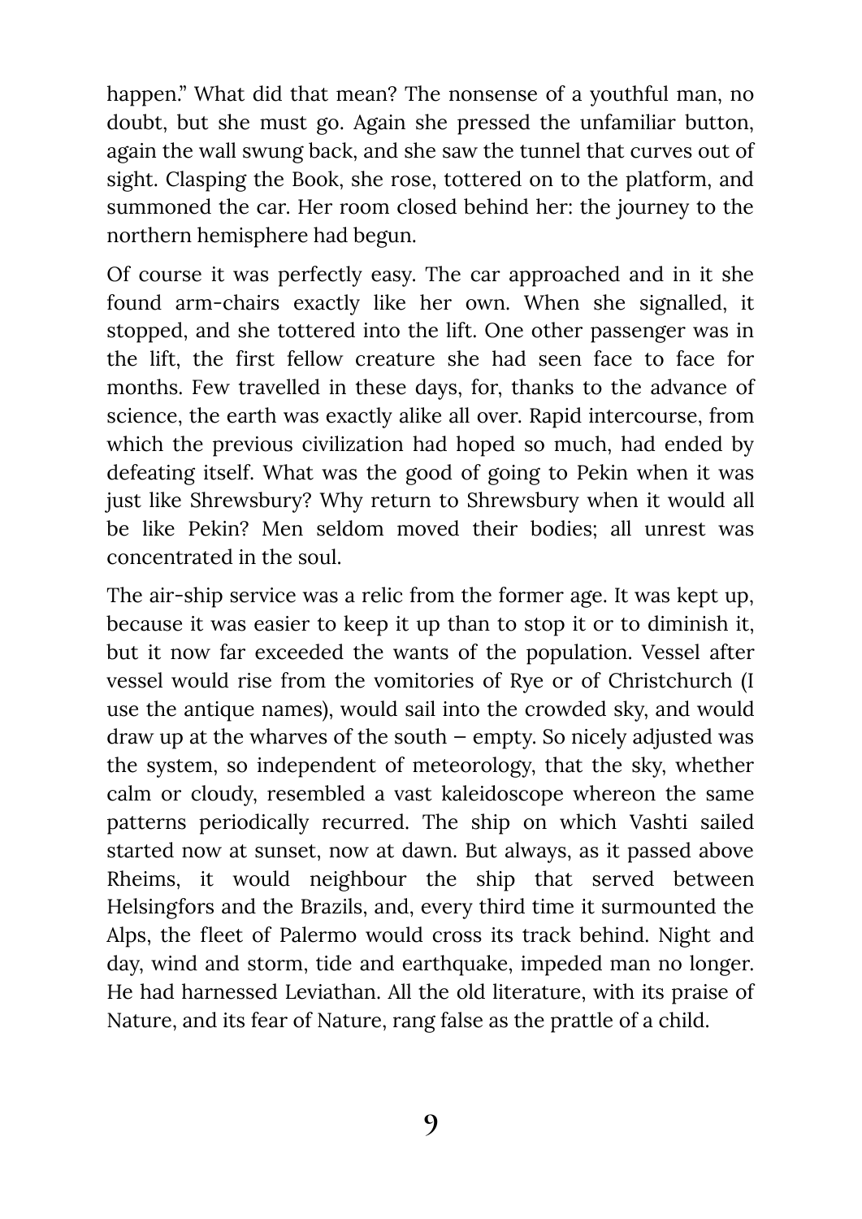happen." What did that mean? The nonsense of a youthful man, no doubt, but she must go. Again she pressed the unfamiliar button, again the wall swung back, and she saw the tunnel that curves out of sight. Clasping the Book, she rose, tottered on to the platform, and summoned the car. Her room closed behind her: the journey to the northern hemisphere had begun.

Of course it was perfectly easy. The car approached and in it she found arm-chairs exactly like her own. When she signalled, it stopped, and she tottered into the lift. One other passenger was in the lift, the first fellow creature she had seen face to face for months. Few travelled in these days, for, thanks to the advance of science, the earth was exactly alike all over. Rapid intercourse, from which the previous civilization had hoped so much, had ended by defeating itself. What was the good of going to Pekin when it was just like Shrewsbury? Why return to Shrewsbury when it would all be like Pekin? Men seldom moved their bodies; all unrest was concentrated in the soul.

The air-ship service was a relic from the former age. It was kept up, because it was easier to keep it up than to stop it or to diminish it, but it now far exceeded the wants of the population. Vessel after vessel would rise from the vomitories of Rye or of Christchurch (I use the antique names), would sail into the crowded sky, and would draw up at the wharves of the south – empty. So nicely adjusted was the system, so independent of meteorology, that the sky, whether calm or cloudy, resembled a vast kaleidoscope whereon the same patterns periodically recurred. The ship on which Vashti sailed started now at sunset, now at dawn. But always, as it passed above Rheims, it would neighbour the ship that served between Helsingfors and the Brazils, and, every third time it surmounted the Alps, the fleet of Palermo would cross its track behind. Night and day, wind and storm, tide and earthquake, impeded man no longer. He had harnessed Leviathan. All the old literature, with its praise of Nature, and its fear of Nature, rang false as the prattle of a child.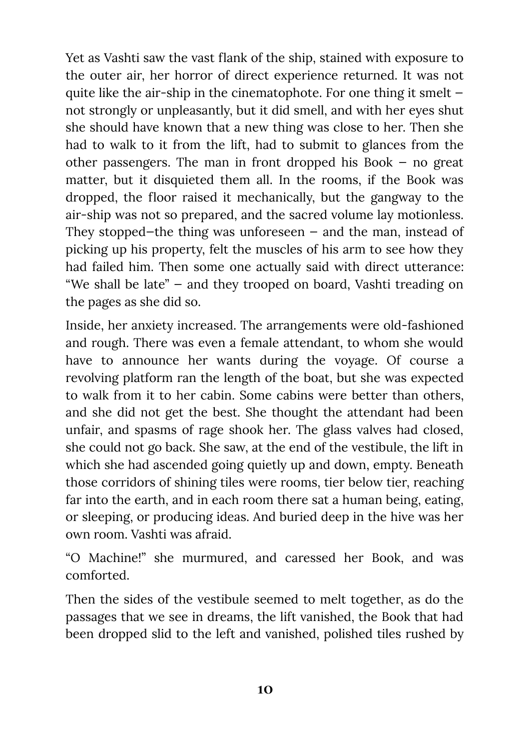Yet as Vashti saw the vast flank of the ship, stained with exposure to the outer air, her horror of direct experience returned. It was not quite like the air-ship in the cinematophote. For one thing it smelt – not strongly or unpleasantly, but it did smell, and with her eyes shut she should have known that a new thing was close to her. Then she had to walk to it from the lift, had to submit to glances from the other passengers. The man in front dropped his Book – no great matter, but it disquieted them all. In the rooms, if the Book was dropped, the floor raised it mechanically, but the gangway to the air-ship was not so prepared, and the sacred volume lay motionless. They stopped–the thing was unforeseen – and the man, instead of picking up his property, felt the muscles of his arm to see how they had failed him. Then some one actually said with direct utterance: "We shall be late" – and they trooped on board, Vashti treading on the pages as she did so.

Inside, her anxiety increased. The arrangements were old-fashioned and rough. There was even a female attendant, to whom she would have to announce her wants during the voyage. Of course a revolving platform ran the length of the boat, but she was expected to walk from it to her cabin. Some cabins were better than others, and she did not get the best. She thought the attendant had been unfair, and spasms of rage shook her. The glass valves had closed, she could not go back. She saw, at the end of the vestibule, the lift in which she had ascended going quietly up and down, empty. Beneath those corridors of shining tiles were rooms, tier below tier, reaching far into the earth, and in each room there sat a human being, eating, or sleeping, or producing ideas. And buried deep in the hive was her own room. Vashti was afraid.

"O Machine!" she murmured, and caressed her Book, and was comforted.

Then the sides of the vestibule seemed to melt together, as do the passages that we see in dreams, the lift vanished, the Book that had been dropped slid to the left and vanished, polished tiles rushed by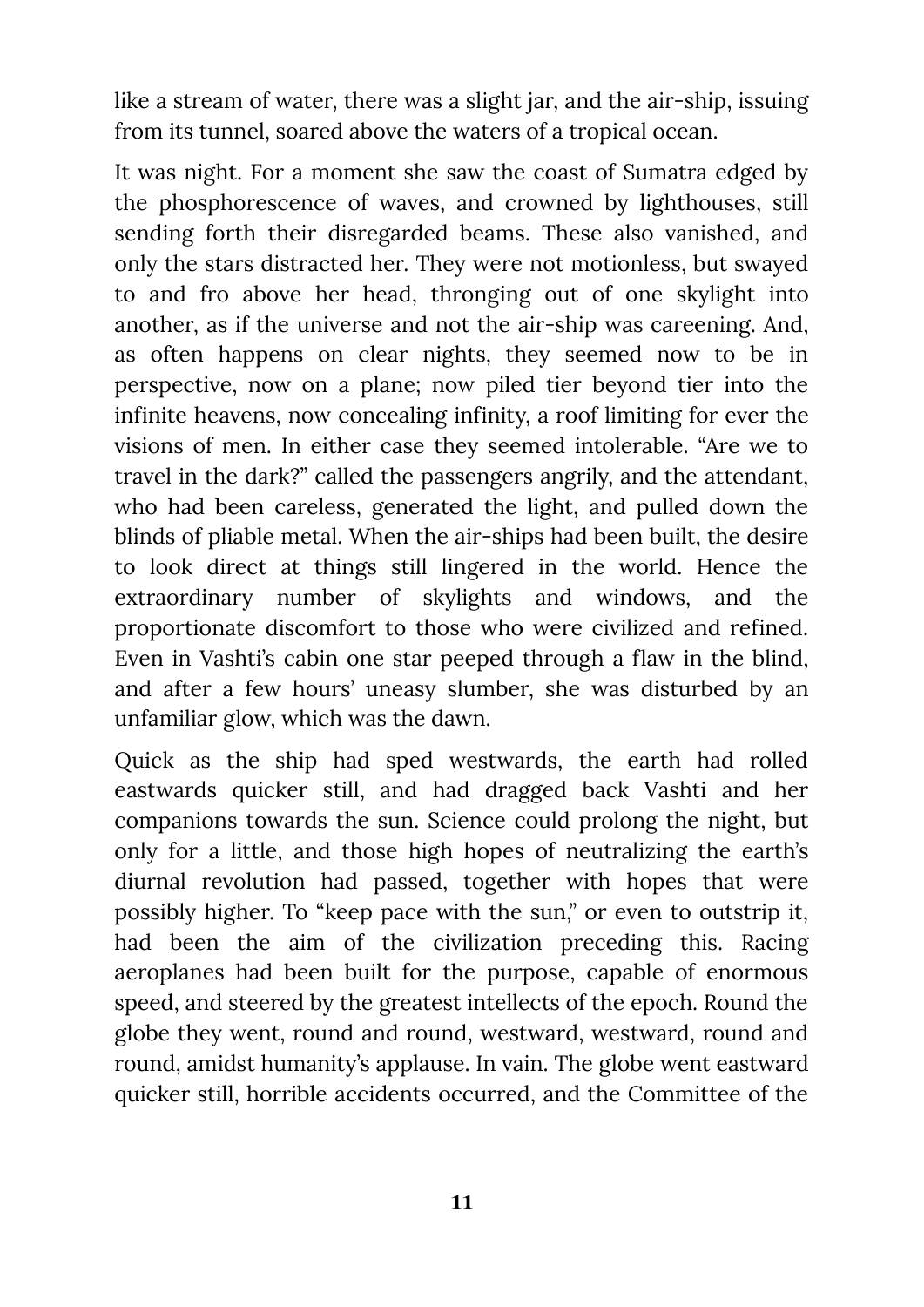like a stream of water, there was a slight jar, and the air-ship, issuing from its tunnel, soared above the waters of a tropical ocean.

It was night. For a moment she saw the coast of Sumatra edged by the phosphorescence of waves, and crowned by lighthouses, still sending forth their disregarded beams. These also vanished, and only the stars distracted her. They were not motionless, but swayed to and fro above her head, thronging out of one skylight into another, as if the universe and not the air-ship was careening. And, as often happens on clear nights, they seemed now to be in perspective, now on a plane; now piled tier beyond tier into the infinite heavens, now concealing infinity, a roof limiting for ever the visions of men. In either case they seemed intolerable. "Are we to travel in the dark?" called the passengers angrily, and the attendant, who had been careless, generated the light, and pulled down the blinds of pliable metal. When the air-ships had been built, the desire to look direct at things still lingered in the world. Hence the extraordinary number of skylights and windows, and the proportionate discomfort to those who were civilized and refined. Even in Vashti's cabin one star peeped through a flaw in the blind, and after a few hours' uneasy slumber, she was disturbed by an unfamiliar glow, which was the dawn.

Quick as the ship had sped westwards, the earth had rolled eastwards quicker still, and had dragged back Vashti and her companions towards the sun. Science could prolong the night, but only for a little, and those high hopes of neutralizing the earth's diurnal revolution had passed, together with hopes that were possibly higher. To "keep pace with the sun," or even to outstrip it, had been the aim of the civilization preceding this. Racing aeroplanes had been built for the purpose, capable of enormous speed, and steered by the greatest intellects of the epoch. Round the globe they went, round and round, westward, westward, round and round, amidst humanity's applause. In vain. The globe went eastward quicker still, horrible accidents occurred, and the Committee of the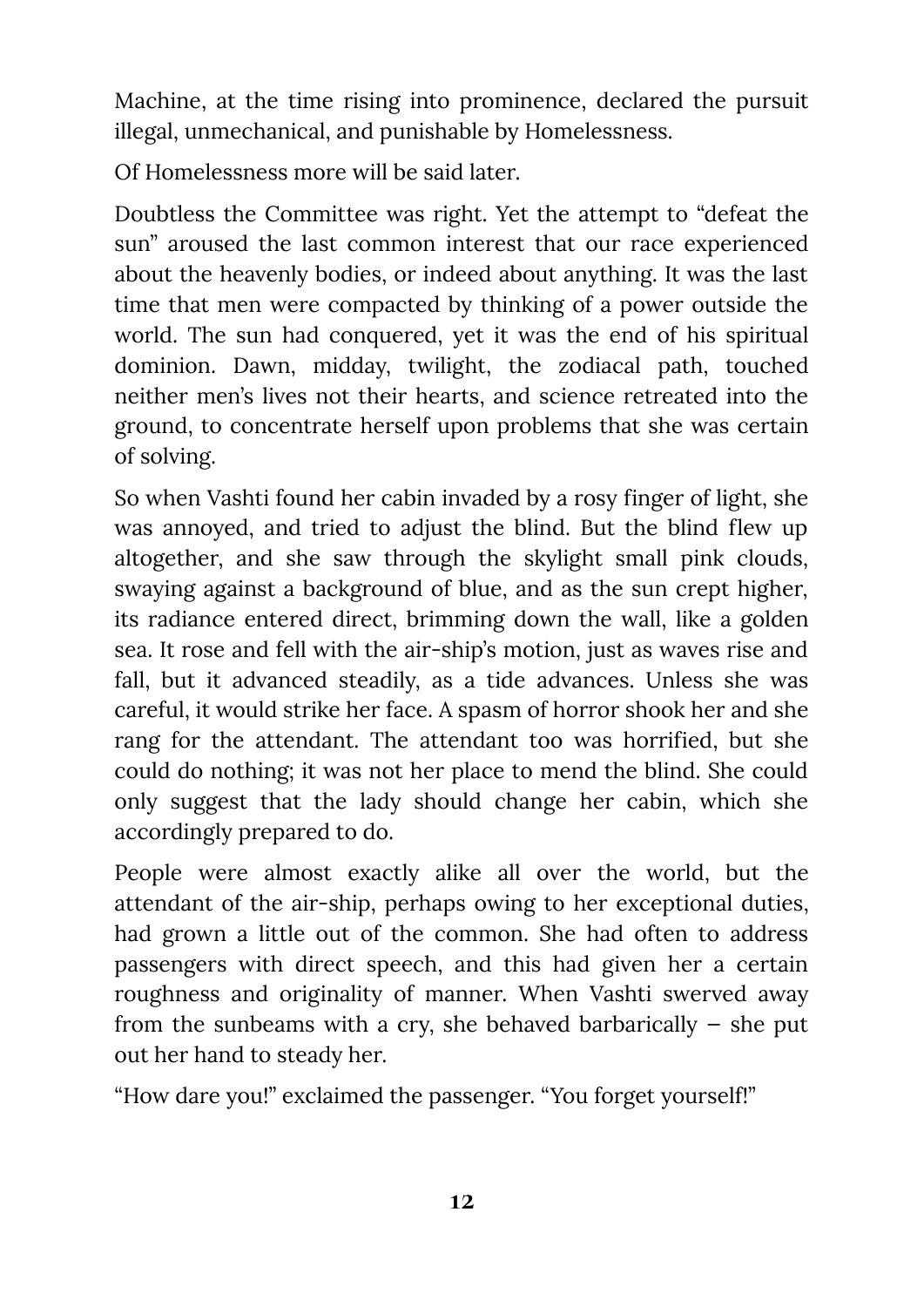Machine, at the time rising into prominence, declared the pursuit illegal, unmechanical, and punishable by Homelessness.

Of Homelessness more will be said later.

Doubtless the Committee was right. Yet the attempt to "defeat the sun" aroused the last common interest that our race experienced about the heavenly bodies, or indeed about anything. It was the last time that men were compacted by thinking of a power outside the world. The sun had conquered, yet it was the end of his spiritual dominion. Dawn, midday, twilight, the zodiacal path, touched neither men's lives not their hearts, and science retreated into the ground, to concentrate herself upon problems that she was certain of solving.

So when Vashti found her cabin invaded by a rosy finger of light, she was annoyed, and tried to adjust the blind. But the blind flew up altogether, and she saw through the skylight small pink clouds, swaying against a background of blue, and as the sun crept higher, its radiance entered direct, brimming down the wall, like a golden sea. It rose and fell with the air-ship's motion, just as waves rise and fall, but it advanced steadily, as a tide advances. Unless she was careful, it would strike her face. A spasm of horror shook her and she rang for the attendant. The attendant too was horrified, but she could do nothing; it was not her place to mend the blind. She could only suggest that the lady should change her cabin, which she accordingly prepared to do.

People were almost exactly alike all over the world, but the attendant of the air-ship, perhaps owing to her exceptional duties, had grown a little out of the common. She had often to address passengers with direct speech, and this had given her a certain roughness and originality of manner. When Vashti swerved away from the sunbeams with a cry, she behaved barbarically – she put out her hand to steady her.

"How dare you!" exclaimed the passenger. "You forget yourself!"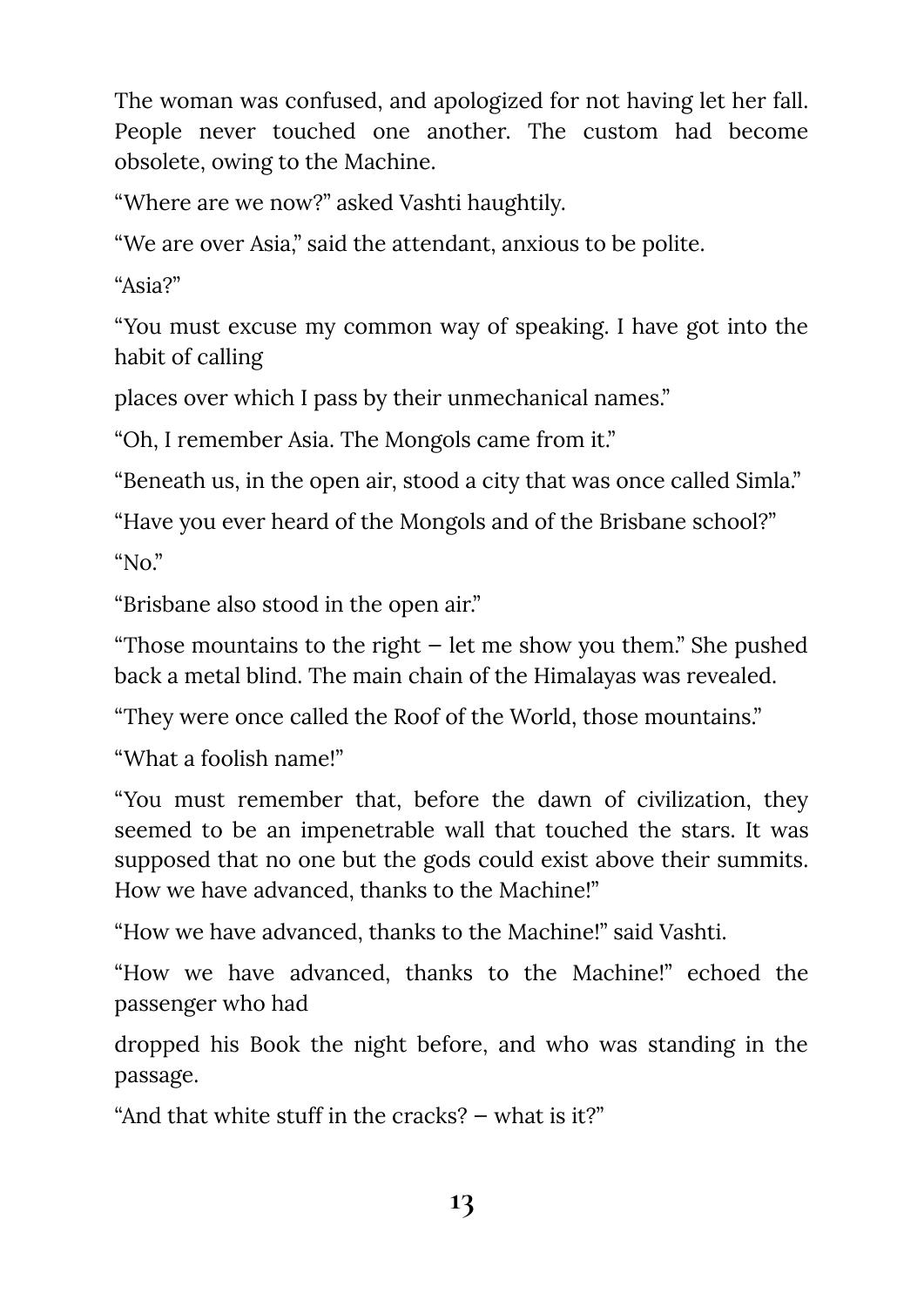The woman was confused, and apologized for not having let her fall. People never touched one another. The custom had become obsolete, owing to the Machine.

"Where are we now?" asked Vashti haughtily.

"We are over Asia," said the attendant, anxious to be polite.

"Asia?"

"You must excuse my common way of speaking. I have got into the habit of calling places over which I pass by their unmechanical names."

"Oh, I remember Asia. The Mongols came from it."

"Beneath us, in the open air, stood a city that was once called Simla."

"Have you ever heard of the Mongols and of the Brisbane school?"

"No."

"Brisbane also stood in the open air."

"Those mountains to the right – let me show you them." She pushed back a metal blind. The main chain of the Himalayas was revealed.

"They were once called the Roof of the World, those mountains."

"What a foolish name!"

"You must remember that, before the dawn of civilization, they seemed to be an impenetrable wall that touched the stars. It was supposed that no one but the gods could exist above their summits. How we have advanced, thanks to the Machine!"

"How we have advanced, thanks to the Machine!" said Vashti.

"How we have advanced, thanks to the Machine!" echoed the passenger who had dropped his Book the night before, and who was standing in the passage.

"And that white stuff in the cracks? – what is it?"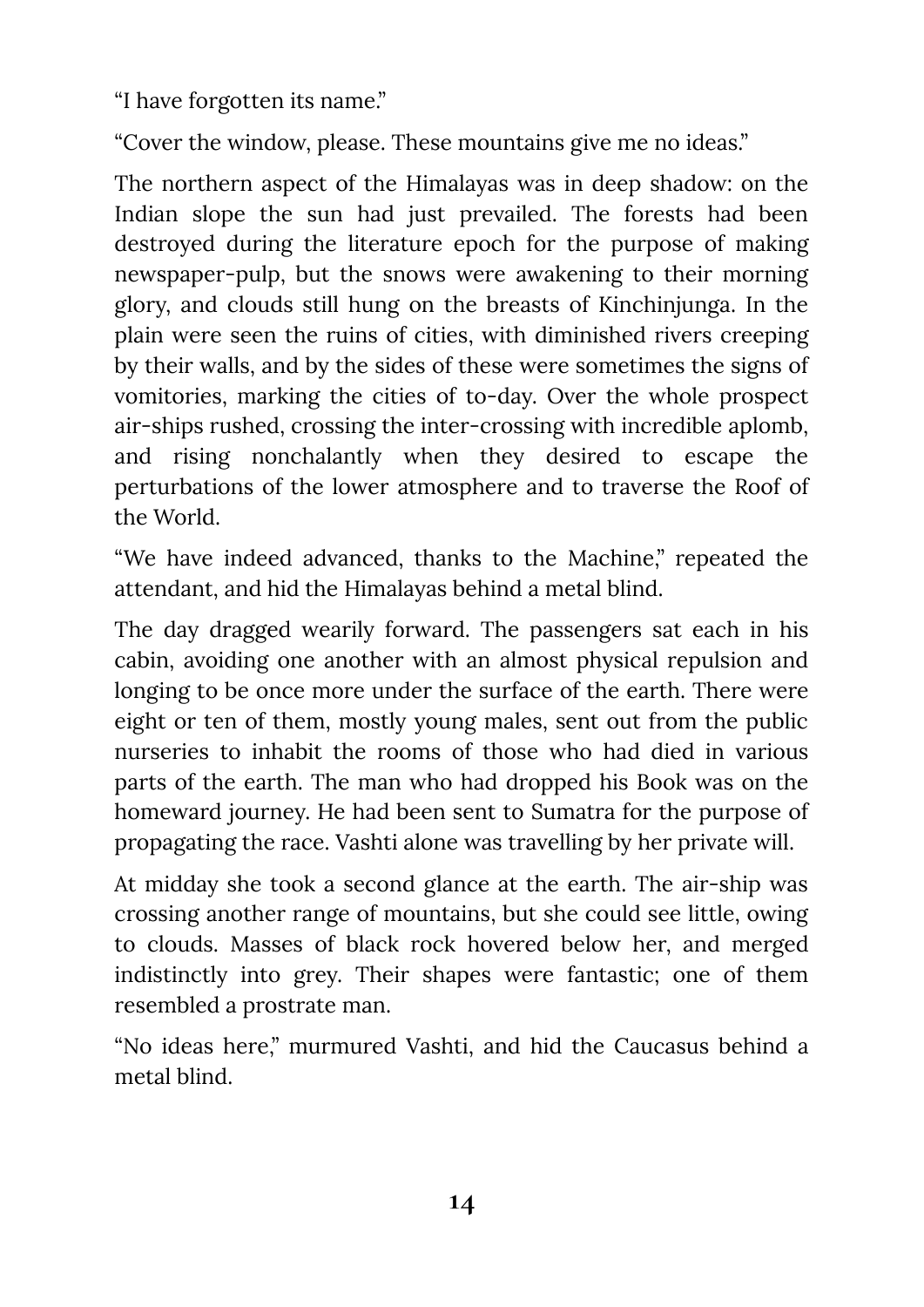"I have forgotten its name."

"Cover the window, please. These mountains give me no ideas."

The northern aspect of the Himalayas was in deep shadow: on the Indian slope the sun had just prevailed. The forests had been destroyed during the literature epoch for the purpose of making newspaper-pulp, but the snows were awakening to their morning glory, and clouds still hung on the breasts of Kinchinjunga. In the plain were seen the ruins of cities, with diminished rivers creeping by their walls, and by the sides of these were sometimes the signs of vomitories, marking the cities of to-day. Over the whole prospect air-ships rushed, crossing the inter-crossing with incredible aplomb, and rising nonchalantly when they desired to escape the perturbations of the lower atmosphere and to traverse the Roof of the World.

"We have indeed advanced, thanks to the Machine," repeated the attendant, and hid the Himalayas behind a metal blind.

The day dragged wearily forward. The passengers sat each in his cabin, avoiding one another with an almost physical repulsion and longing to be once more under the surface of the earth. There were eight or ten of them, mostly young males, sent out from the public nurseries to inhabit the rooms of those who had died in various parts of the earth. The man who had dropped his Book was on the homeward journey. He had been sent to Sumatra for the purpose of propagating the race. Vashti alone was travelling by her private will.

At midday she took a second glance at the earth. The air-ship was crossing another range of mountains, but she could see little, owing to clouds. Masses of black rock hovered below her, and merged indistinctly into grey. Their shapes were fantastic; one of them resembled a prostrate man.

"No ideas here," murmured Vashti, and hid the Caucasus behind a metal blind.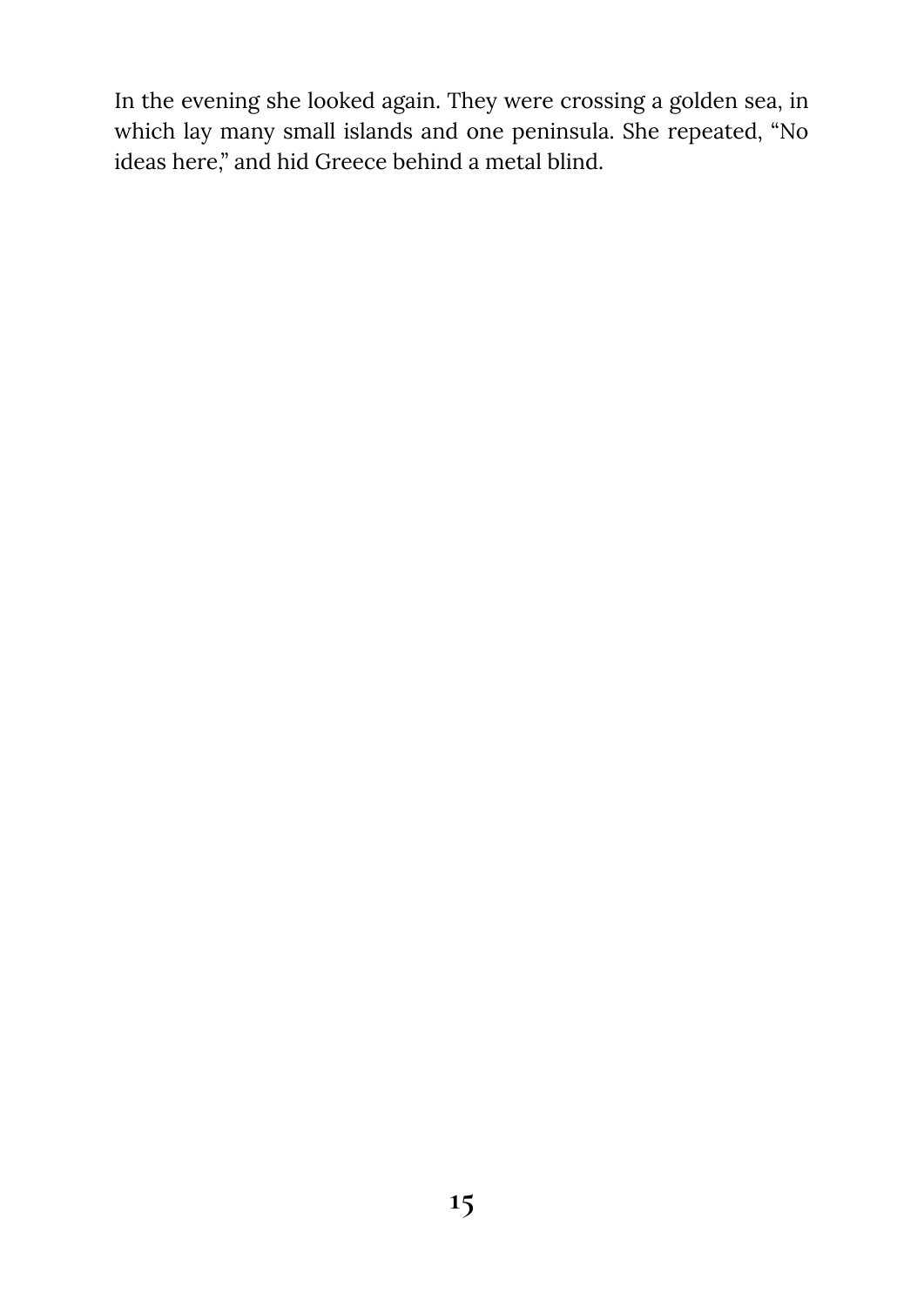In the evening she looked again. They were crossing a golden sea, in which lay many small islands and one peninsula. She repeated, "No ideas here," and hid Greece behind a metal blind.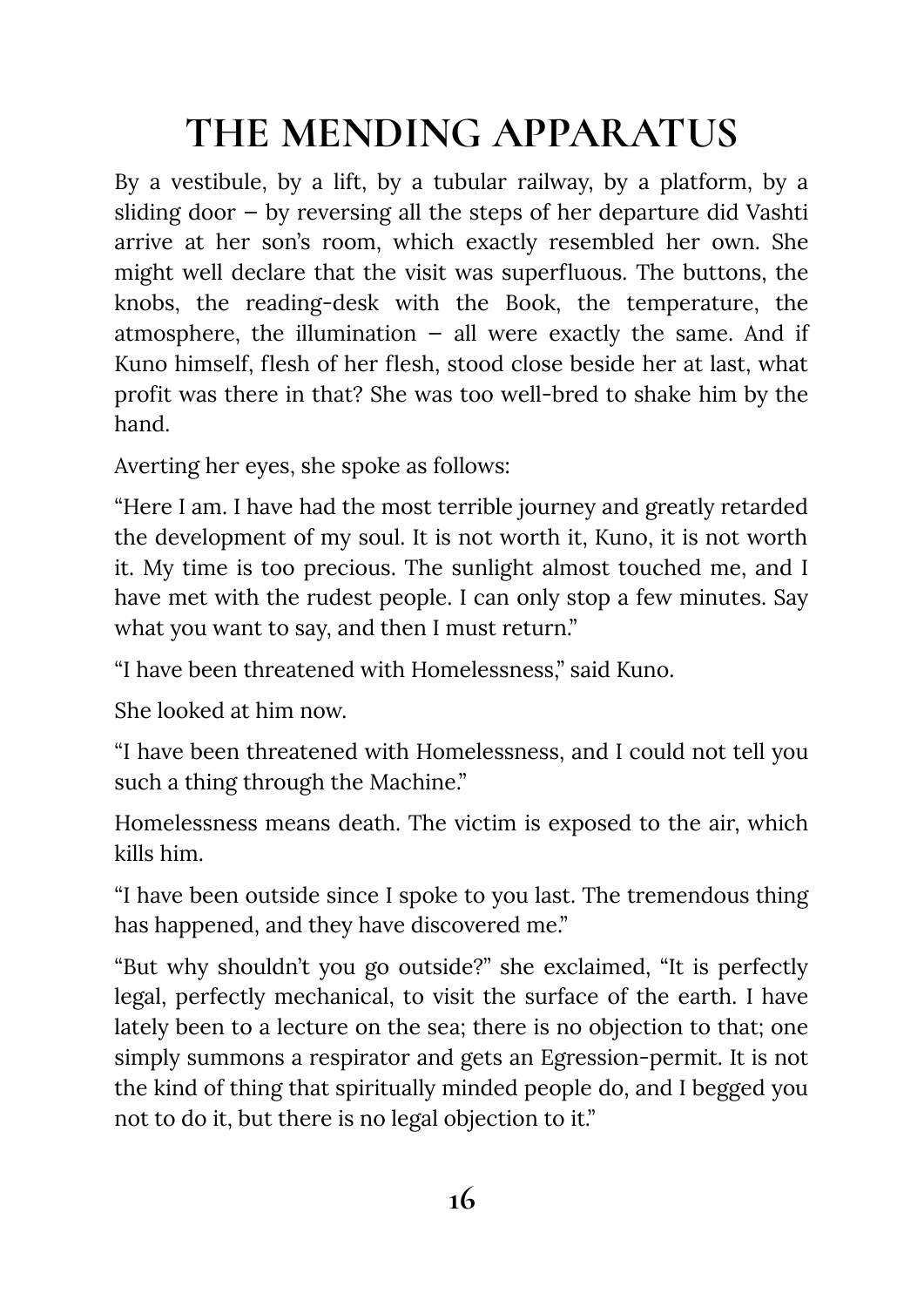# THE MENDING APPARATUS

By a vestibule, by a lift, by a tubular railway, by a platform, by a sliding door – by reversing all the steps of her departure did Vashti arrive at her son's room, which exactly resembled her own. She might well declare that the visit was superfluous. The buttons, the knobs, the reading-desk with the Book, the temperature, the atmosphere, the illumination – all were exactly the same. And if Kuno himself, flesh of her flesh, stood close beside her at last, what profit was there in that? She was too well-bred to shake him by the hand.

Averting her eyes, she spoke as follows:

"Here I am. I have had the most terrible journey and greatly retarded the development of my soul. It is not worth it, Kuno, it is not worth it. My time is too precious. The sunlight almost touched me, and I have met with the rudest people. I can only stop a few minutes. Say what you want to say, and then I must return."

"I have been threatened with Homelessness," said Kuno.

She looked at him now.

"I have been threatened with Homelessness, and I could not tell you such a thing through the Machine."

Homelessness means death. The victim is exposed to the air, which kills him.

"I have been outside since I spoke to you last. The tremendous thing has happened, and they have discovered me."

"But why shouldn't you go outside?" she exclaimed, "It is perfectly legal, perfectly mechanical, to visit the surface of the earth. I have lately been to a lecture on the sea; there is no objection to that; one simply summons a respirator and gets an Egression-permit. It is not the kind of thing that spiritually minded people do, and I begged you not to do it, but there is no legal objection to it."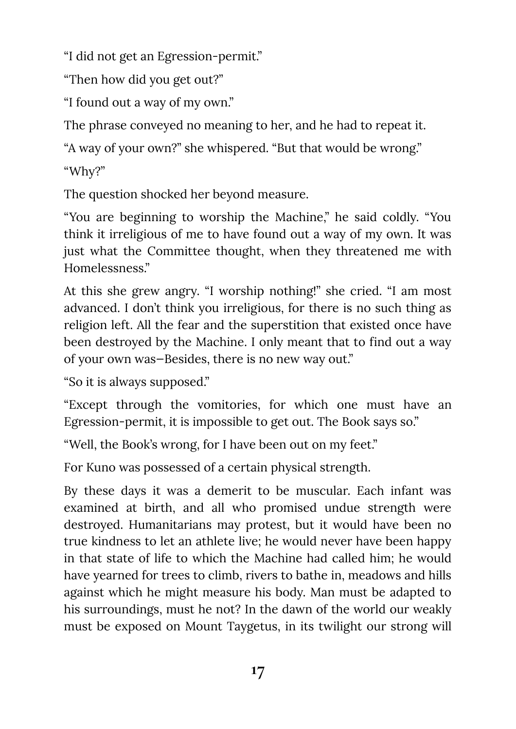“I did not get an Egression-permit.”

“Then how did you get out?”

“I found out a way of my own.”

The phrase conveyed no meaning to her, and he had to repeat it.

“A way of your own?” she whispered. “But that would be wrong.”

“Why?”

The question shocked her beyond measure.

“You are beginning to worship the Machine,” he said coldly. “You think it irreligious of me to have found out a way of my own. It was just what the Committee thought, when they threatened me with Homelessness.”

At this she grew angry. “I worship nothing!” she cried. “I am most advanced. I don’t think you irreligious, for there is no such thing as religion left. All the fear and the superstition that existed once have been destroyed by the Machine. I only meant that to find out a way of your own was–Besides, there is no new way out.”

“So it is always supposed.”

“Except through the vomitories, for which one must have an Egression-permit, it is impossible to get out. The Book says so.”

“Well, the Book’s wrong, for I have been out on my feet.”

For Kuno was possessed of a certain physical strength.

By these days it was a demerit to be muscular. Each infant was examined at birth, and all who promised undue strength were destroyed. Humanitarians may protest, but it would have been no true kindness to let an athlete live; he would never have been happy in that state of life to which the Machine had called him; he would have yearned for trees to climb, rivers to bathe in, meadows and hills against which he might measure his body. Man must be adapted to his surroundings, must he not? In the dawn of the world our weakly must be exposed on Mount Taygetus, in its twilight our strong will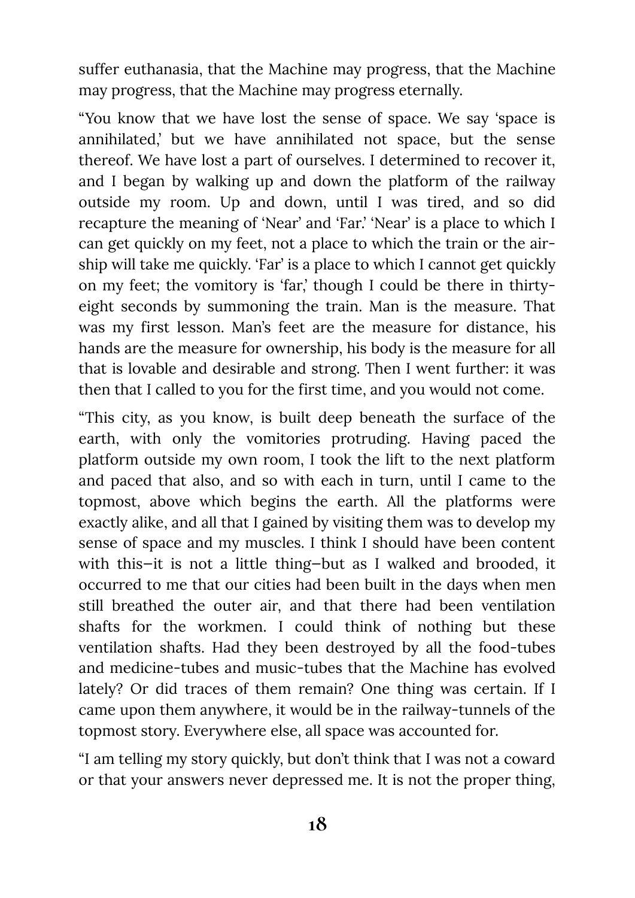suffer euthanasia, that the Machine may progress, that the Machine may progress, that the Machine may progress eternally.

"You know that we have lost the sense of space. We say 'space is annihilated,' but we have annihilated not space, but the sense thereof. We have lost a part of ourselves. I determined to recover it, and I began by walking up and down the platform of the railway outside my room. Up and down, until I was tired, and so did recapture the meaning of 'Near' and 'Far.' 'Near' is a place to which I can get quickly on my feet, not a place to which the train or the airship will take me quickly. 'Far' is a place to which I cannot get quickly on my feet; the vomitory is 'far,' though I could be there in thirty-eight seconds by summoning the train. Man is the measure. That was my first lesson. Man's feet are the measure for distance, his hands are the measure for ownership, his body is the measure for all that is lovable and desirable and strong. Then I went further: it was then that I called to you for the first time, and you would not come.

"This city, as you know, is built deep beneath the surface of the earth, with only the vomitories protruding. Having paced the platform outside my own room, I took the lift to the next platform and paced that also, and so with each in turn, until I came to the topmost, above which begins the earth. All the platforms were exactly alike, and all that I gained by visiting them was to develop my sense of space and my muscles. I think I should have been content with this—it is not a little thing—but as I walked and brooded, it occurred to me that our cities had been built in the days when men still breathed the outer air, and that there had been ventilation shafts for the workmen. I could think of nothing but these ventilation shafts. Had they been destroyed by all the food-tubes and medicine-tubes and music-tubes that the Machine has evolved lately? Or did traces of them remain? One thing was certain. If I came upon them anywhere, it would be in the railway-tunnels of the topmost story. Everywhere else, all space was accounted for.

"I am telling my story quickly, but don't think that I was not a coward or that your answers never depressed me. It is not the proper thing,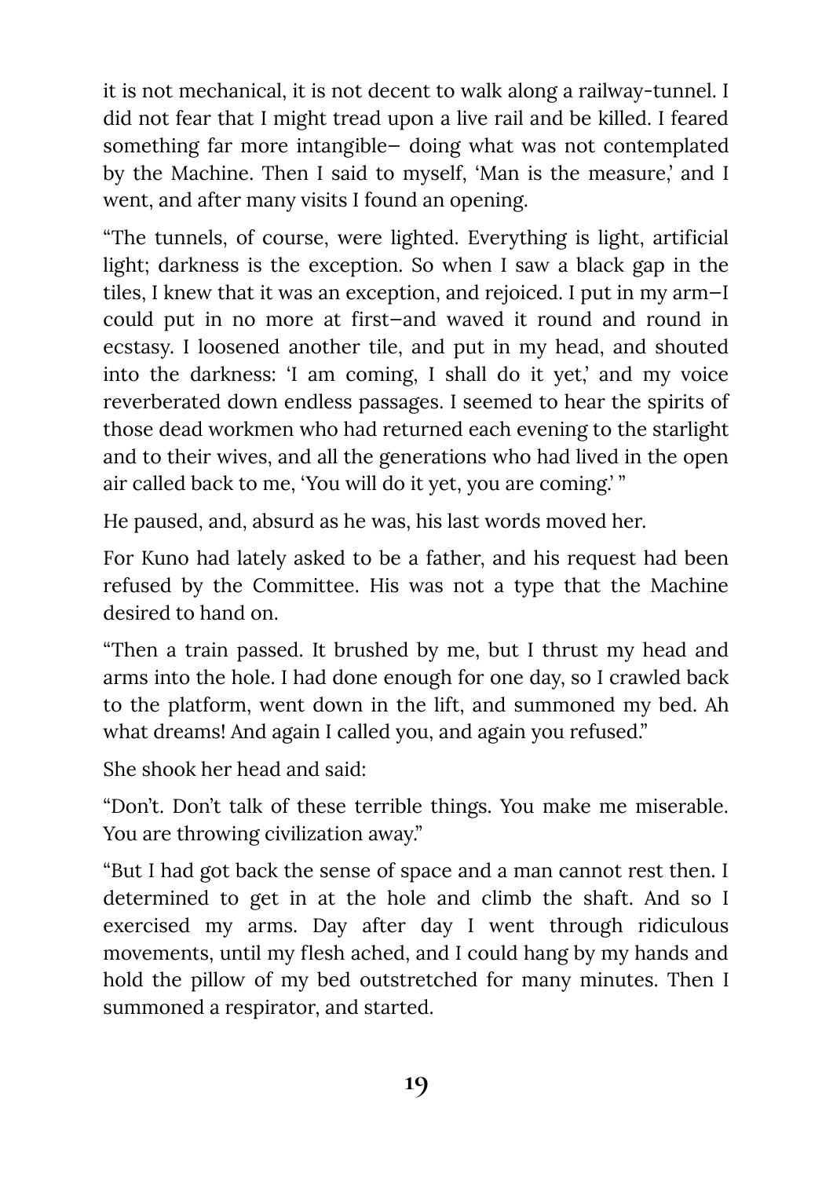it is not mechanical, it is not decent to walk along a railway-tunnel. I did not fear that I might tread upon a live rail and be killed. I feared something far more intangible— doing what was not contemplated by the Machine. Then I said to myself, 'Man is the measure,' and I went, and after many visits I found an opening.

"The tunnels, of course, were lighted. Everything is light, artificial light; darkness is the exception. So when I saw a black gap in the tiles, I knew that it was an exception, and rejoiced. I put in my arm—I could put in no more at first—and waved it round and round in ecstasy. I loosened another tile, and put in my head, and shouted into the darkness: 'I am coming, I shall do it yet,' and my voice reverberated down endless passages. I seemed to hear the spirits of those dead workmen who had returned each evening to the starlight and to their wives, and all the generations who had lived in the open air called back to me, 'You will do it yet, you are coming.' "

He paused, and, absurd as he was, his last words moved her.

For Kuno had lately asked to be a father, and his request had been refused by the Committee. His was not a type that the Machine desired to hand on.

"Then a train passed. It brushed by me, but I thrust my head and arms into the hole. I had done enough for one day, so I crawled back to the platform, went down in the lift, and summoned my bed. Ah what dreams! And again I called you, and again you refused."

She shook her head and said:

"Don't. Don't talk of these terrible things. You make me miserable. You are throwing civilization away."

"But I had got back the sense of space and a man cannot rest then. I determined to get in at the hole and climb the shaft. And so I exercised my arms. Day after day I went through ridiculous movements, until my flesh ached, and I could hang by my hands and hold the pillow of my bed outstretched for many minutes. Then I summoned a respirator, and started.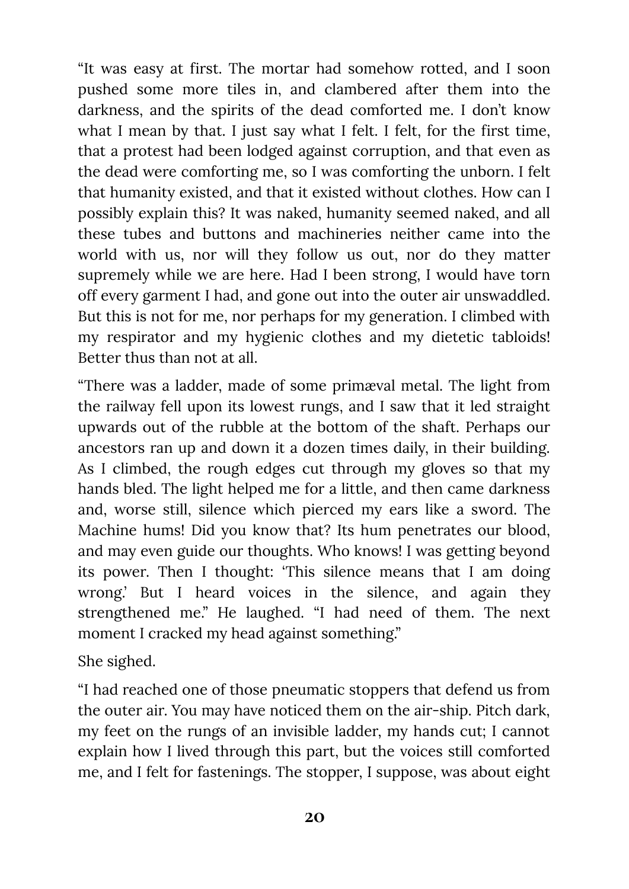"It was easy at first. The mortar had somehow rotted, and I soon pushed some more tiles in, and clambered after them into the darkness, and the spirits of the dead comforted me. I don't know what I mean by that. I just say what I felt. I felt, for the first time, that a protest had been lodged against corruption, and that even as the dead were comforting me, so I was comforting the unborn. I felt that humanity existed, and that it existed without clothes. How can I possibly explain this? It was naked, humanity seemed naked, and all these tubes and buttons and machineries neither came into the world with us, nor will they follow us out, nor do they matter supremely while we are here. Had I been strong, I would have torn off every garment I had, and gone out into the outer air unswaddled. But this is not for me, nor perhaps for my generation. I climbed with my respirator and my hygienic clothes and my dietetic tabloids! Better thus than not at all.

"There was a ladder, made of some primæval metal. The light from the railway fell upon its lowest rungs, and I saw that it led straight upwards out of the rubble at the bottom of the shaft. Perhaps our ancestors ran up and down it a dozen times daily, in their building. As I climbed, the rough edges cut through my gloves so that my hands bled. The light helped me for a little, and then came darkness and, worse still, silence which pierced my ears like a sword. The Machine hums! Did you know that? Its hum penetrates our blood, and may even guide our thoughts. Who knows! I was getting beyond its power. Then I thought: 'This silence means that I am doing wrong.' But I heard voices in the silence, and again they strengthened me." He laughed. "I had need of them. The next moment I cracked my head against something."

She sighed.

"I had reached one of those pneumatic stoppers that defend us from the outer air. You may have noticed them on the air-ship. Pitch dark, my feet on the rungs of an invisible ladder, my hands cut; I cannot explain how I lived through this part, but the voices still comforted me, and I felt for fastenings. The stopper, I suppose, was about eight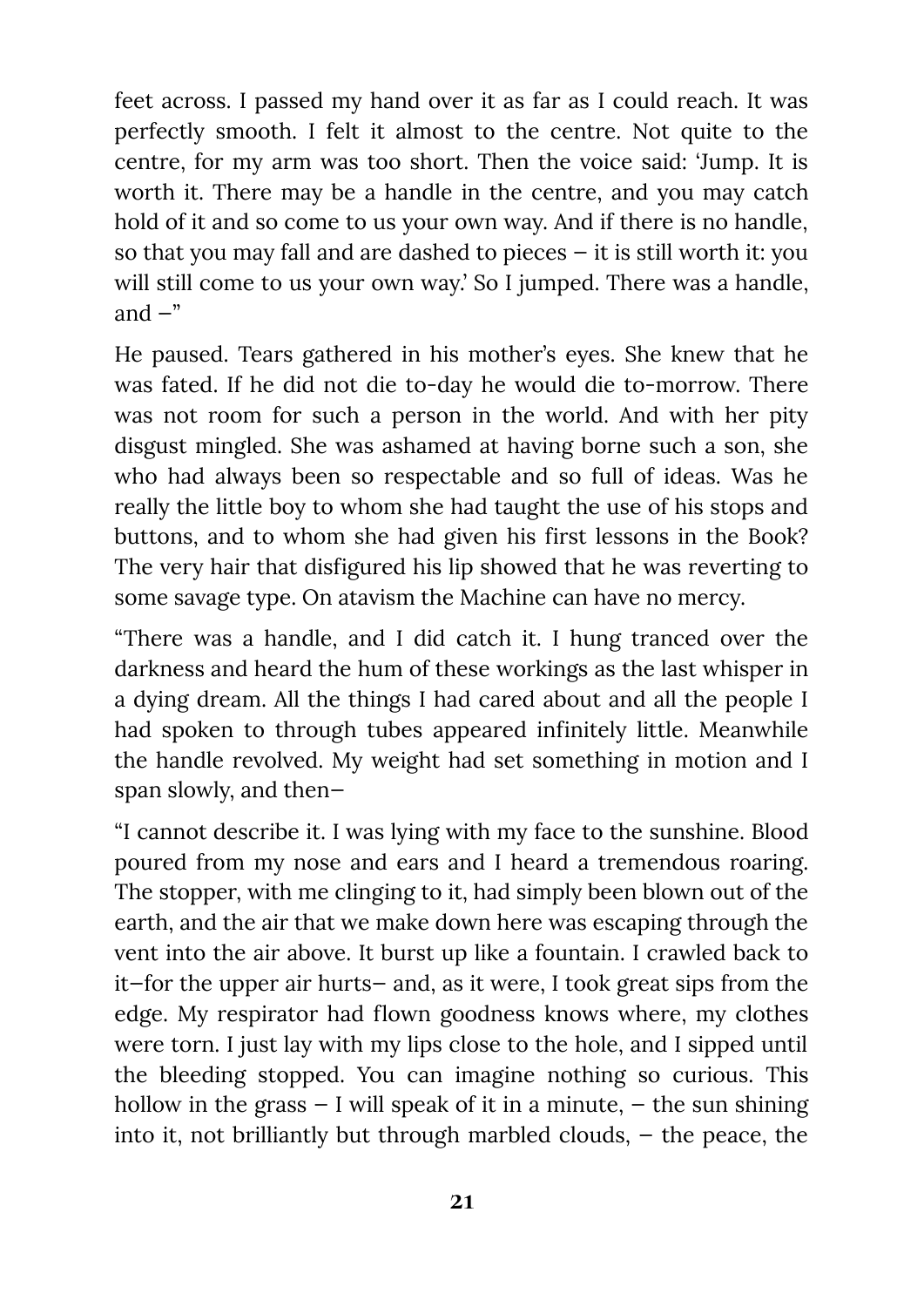feet across. I passed my hand over it as far as I could reach. It was perfectly smooth. I felt it almost to the centre. Not quite to the centre, for my arm was too short. Then the voice said: 'Jump. It is worth it. There may be a handle in the centre, and you may catch hold of it and so come to us your own way. And if there is no handle, so that you may fall and are dashed to pieces – it is still worth it: you will still come to us your own way.' So I jumped. There was a handle, and –"

He paused. Tears gathered in his mother's eyes. She knew that he was fated. If he did not die to-day he would die to-morrow. There was not room for such a person in the world. And with her pity disgust mingled. She was ashamed at having borne such a son, she who had always been so respectable and so full of ideas. Was he really the little boy to whom she had taught the use of his stops and buttons, and to whom she had given his first lessons in the Book? The very hair that disfigured his lip showed that he was reverting to some savage type. On atavism the Machine can have no mercy.

"There was a handle, and I did catch it. I hung tranced over the darkness and heard the hum of these workings as the last whisper in a dying dream. All the things I had cared about and all the people I had spoken to through tubes appeared infinitely little. Meanwhile the handle revolved. My weight had set something in motion and I span slowly, and then–

"I cannot describe it. I was lying with my face to the sunshine. Blood poured from my nose and ears and I heard a tremendous roaring. The stopper, with me clinging to it, had simply been blown out of the earth, and the air that we make down here was escaping through the vent into the air above. It burst up like a fountain. I crawled back to it–for the upper air hurts– and, as it were, I took great sips from the edge. My respirator had flown goodness knows where, my clothes were torn. I just lay with my lips close to the hole, and I sipped until the bleeding stopped. You can imagine nothing so curious. This hollow in the grass – I will speak of it in a minute, – the sun shining into it, not brilliantly but through marbled clouds, – the peace, the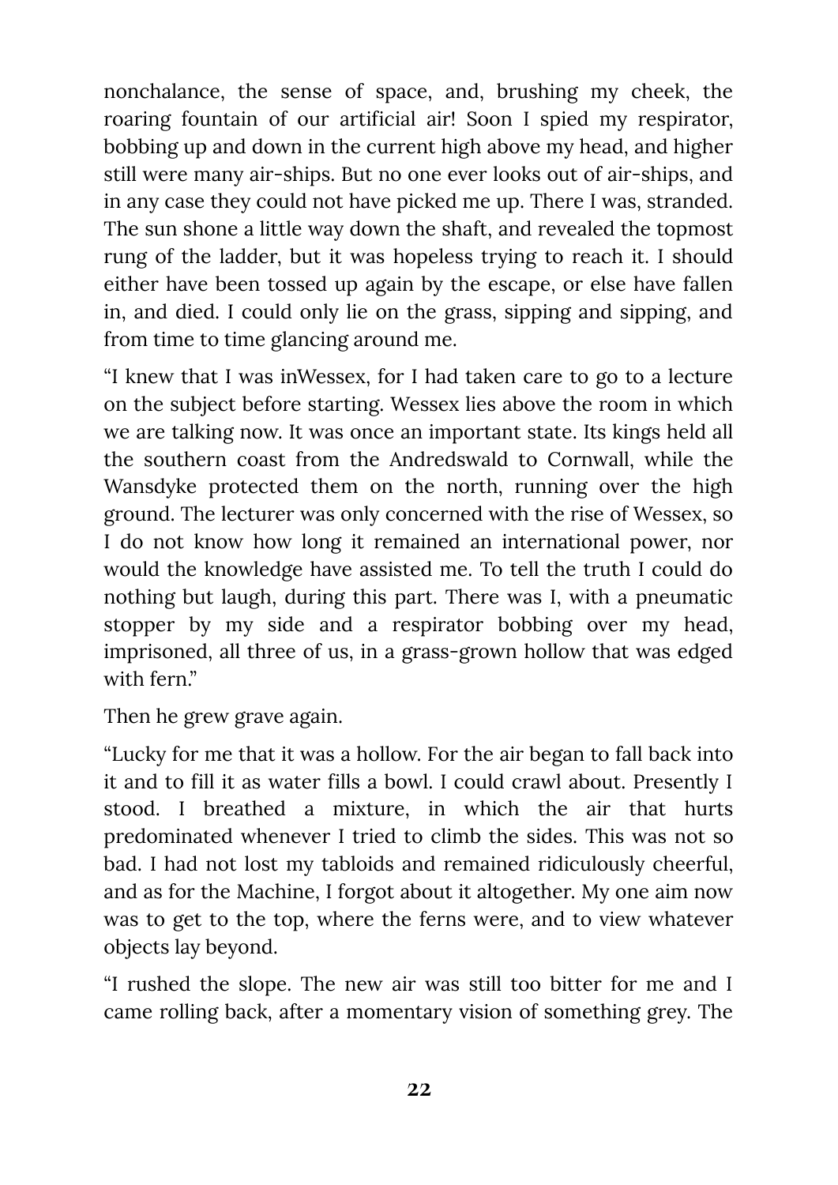nonchalance, the sense of space, and, brushing my cheek, the roaring fountain of our artificial air! Soon I spied my respirator, bobbing up and down in the current high above my head, and higher still were many air-ships. But no one ever looks out of air-ships, and in any case they could not have picked me up. There I was, stranded. The sun shone a little way down the shaft, and revealed the topmost rung of the ladder, but it was hopeless trying to reach it. I should either have been tossed up again by the escape, or else have fallen in, and died. I could only lie on the grass, sipping and sipping, and from time to time glancing around me.

"I knew that I was inWessex, for I had taken care to go to a lecture on the subject before starting. Wessex lies above the room in which we are talking now. It was once an important state. Its kings held all the southern coast from the Andredswald to Cornwall, while the Wansdyke protected them on the north, running over the high ground. The lecturer was only concerned with the rise of Wessex, so I do not know how long it remained an international power, nor would the knowledge have assisted me. To tell the truth I could do nothing but laugh, during this part. There was I, with a pneumatic stopper by my side and a respirator bobbing over my head, imprisoned, all three of us, in a grass-grown hollow that was edged with fern."

Then he grew grave again.

"Lucky for me that it was a hollow. For the air began to fall back into it and to fill it as water fills a bowl. I could crawl about. Presently I stood. I breathed a mixture, in which the air that hurts predominated whenever I tried to climb the sides. This was not so bad. I had not lost my tabloids and remained ridiculously cheerful, and as for the Machine, I forgot about it altogether. My one aim now was to get to the top, where the ferns were, and to view whatever objects lay beyond.

"I rushed the slope. The new air was still too bitter for me and I came rolling back, after a momentary vision of something grey. The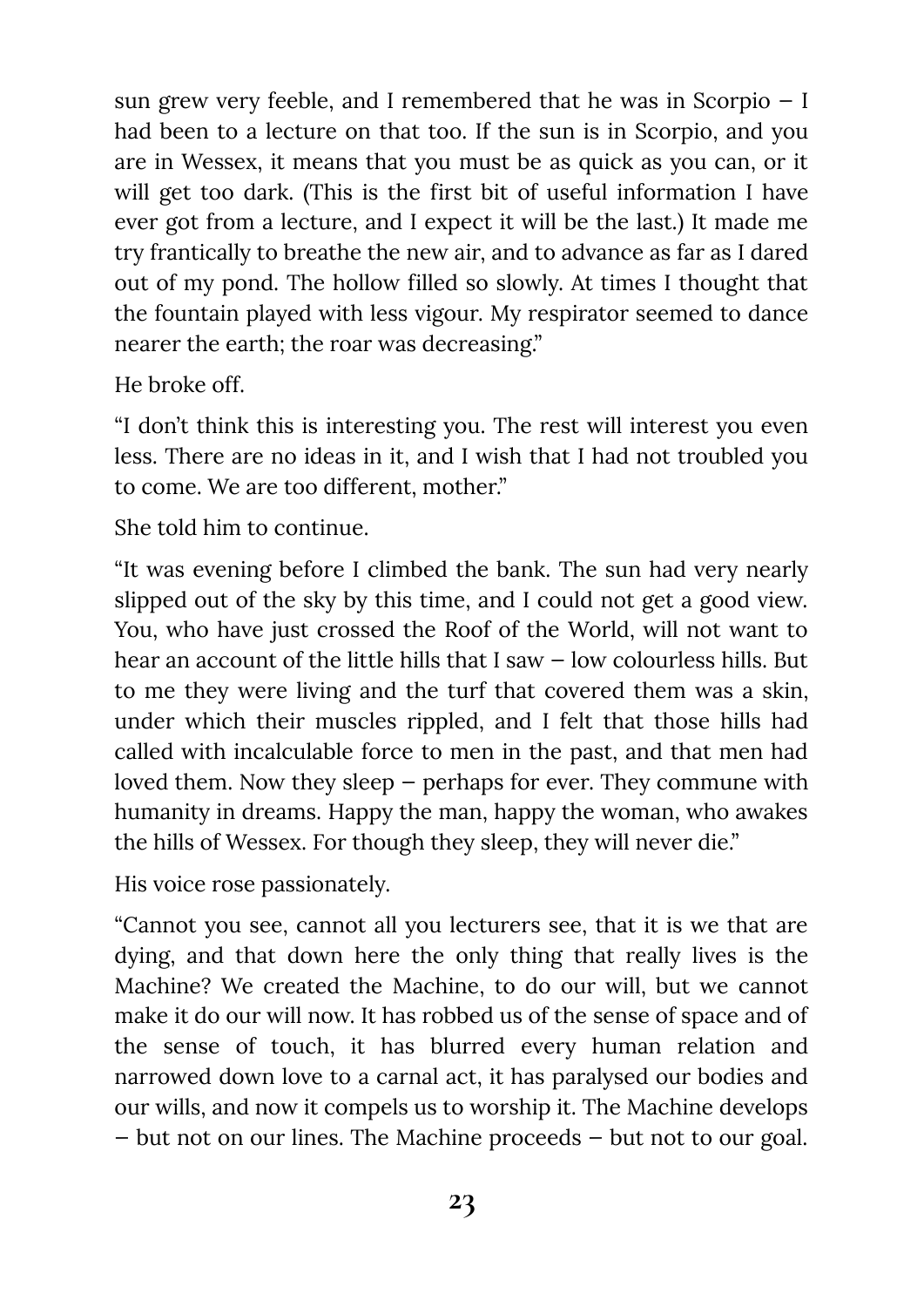sun grew very feeble, and I remembered that he was in Scorpio – I had been to a lecture on that too. If the sun is in Scorpio, and you are in Wessex, it means that you must be as quick as you can, or it will get too dark. (This is the first bit of useful information I have ever got from a lecture, and I expect it will be the last.) It made me try frantically to breathe the new air, and to advance as far as I dared out of my pond. The hollow filled so slowly. At times I thought that the fountain played with less vigour. My respirator seemed to dance nearer the earth; the roar was decreasing."

He broke off.

"I don't think this is interesting you. The rest will interest you even less. There are no ideas in it, and I wish that I had not troubled you to come. We are too different, mother."

She told him to continue.

"It was evening before I climbed the bank. The sun had very nearly slipped out of the sky by this time, and I could not get a good view. You, who have just crossed the Roof of the World, will not want to hear an account of the little hills that I saw – low colourless hills. But to me they were living and the turf that covered them was a skin, under which their muscles rippled, and I felt that those hills had called with incalculable force to men in the past, and that men had loved them. Now they sleep – perhaps for ever. They commune with humanity in dreams. Happy the man, happy the woman, who awakes the hills of Wessex. For though they sleep, they will never die."

His voice rose passionately.

"Cannot you see, cannot all you lecturers see, that it is we that are dying, and that down here the only thing that really lives is the Machine? We created the Machine, to do our will, but we cannot make it do our will now. It has robbed us of the sense of space and of the sense of touch, it has blurred every human relation and narrowed down love to a carnal act, it has paralysed our bodies and our wills, and now it compels us to worship it. The Machine develops – but not on our lines. The Machine proceeds – but not to our goal.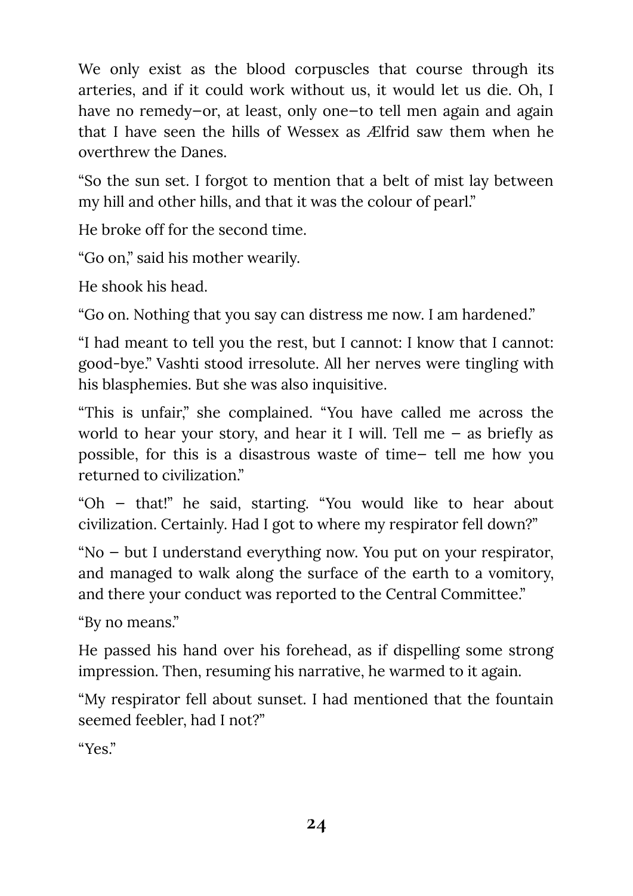We only exist as the blood corpuscles that course through its arteries, and if it could work without us, it would let us die. Oh, I have no remedy—or, at least, only one—to tell men again and again that I have seen the hills of Wessex as Ælfrid saw them when he overthrew the Danes.

"So the sun set. I forgot to mention that a belt of mist lay between my hill and other hills, and that it was the colour of pearl."

He broke off for the second time.

"Go on," said his mother wearily.

He shook his head.

"Go on. Nothing that you say can distress me now. I am hardened."

"I had meant to tell you the rest, but I cannot: I know that I cannot: good-bye." Vashti stood irresolute. All her nerves were tingling with his blasphemies. But she was also inquisitive.

"This is unfair," she complained. "You have called me across the world to hear your story, and hear it I will. Tell me — as briefly as possible, for this is a disastrous waste of time— tell me how you returned to civilization."

"Oh — that!" he said, starting. "You would like to hear about civilization. Certainly. Had I got to where my respirator fell down?"

"No — but I understand everything now. You put on your respirator, and managed to walk along the surface of the earth to a vomitory, and there your conduct was reported to the Central Committee."

"By no means."

He passed his hand over his forehead, as if dispelling some strong impression. Then, resuming his narrative, he warmed to it again.

"My respirator fell about sunset. I had mentioned that the fountain seemed feebler, had I not?"

"Yes."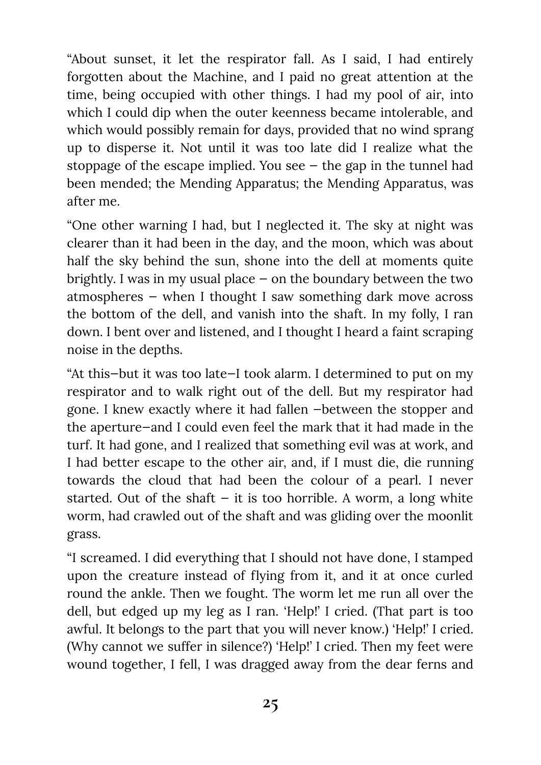"About sunset, it let the respirator fall. As I said, I had entirely forgotten about the Machine, and I paid no great attention at the time, being occupied with other things. I had my pool of air, into which I could dip when the outer keenness became intolerable, and which would possibly remain for days, provided that no wind sprang up to disperse it. Not until it was too late did I realize what the stoppage of the escape implied. You see – the gap in the tunnel had been mended; the Mending Apparatus; the Mending Apparatus, was after me.

"One other warning I had, but I neglected it. The sky at night was clearer than it had been in the day, and the moon, which was about half the sky behind the sun, shone into the dell at moments quite brightly. I was in my usual place – on the boundary between the two atmospheres – when I thought I saw something dark move across the bottom of the dell, and vanish into the shaft. In my folly, I ran down. I bent over and listened, and I thought I heard a faint scraping noise in the depths.

"At this—but it was too late—I took alarm. I determined to put on my respirator and to walk right out of the dell. But my respirator had gone. I knew exactly where it had fallen —between the stopper and the aperture—and I could even feel the mark that it had made in the turf. It had gone, and I realized that something evil was at work, and I had better escape to the other air, and, if I must die, die running towards the cloud that had been the colour of a pearl. I never started. Out of the shaft – it is too horrible. A worm, a long white worm, had crawled out of the shaft and was gliding over the moonlit grass.

"I screamed. I did everything that I should not have done, I stamped upon the creature instead of flying from it, and it at once curled round the ankle. Then we fought. The worm let me run all over the dell, but edged up my leg as I ran. 'Help!' I cried. (That part is too awful. It belongs to the part that you will never know.) 'Help!' I cried. (Why cannot we suffer in silence?) 'Help!' I cried. Then my feet were wound together, I fell, I was dragged away from the dear ferns and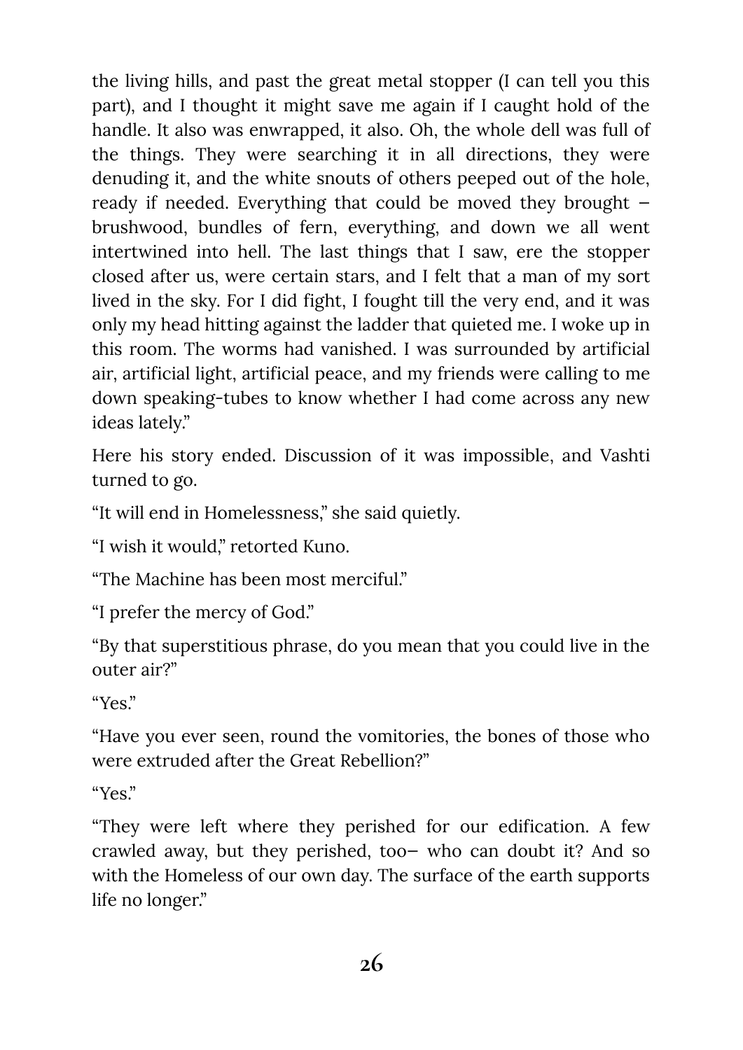the living hills, and past the great metal stopper (I can tell you this part), and I thought it might save me again if I caught hold of the handle. It also was enwrapped, it also. Oh, the whole dell was full of the things. They were searching it in all directions, they were denuding it, and the white snouts of others peeped out of the hole, ready if needed. Everything that could be moved they brought – brushwood, bundles of fern, everything, and down we all went intertwined into hell. The last things that I saw, ere the stopper closed after us, were certain stars, and I felt that a man of my sort lived in the sky. For I did fight, I fought till the very end, and it was only my head hitting against the ladder that quieted me. I woke up in this room. The worms had vanished. I was surrounded by artificial air, artificial light, artificial peace, and my friends were calling to me down speaking-tubes to know whether I had come across any new ideas lately."

Here his story ended. Discussion of it was impossible, and Vashti turned to go.

"It will end in Homelessness," she said quietly.

"I wish it would," retorted Kuno.

"The Machine has been most merciful."

"I prefer the mercy of God."

"By that superstitious phrase, do you mean that you could live in the outer air?"

"Yes."

"Have you ever seen, round the vomitories, the bones of those who were extruded after the Great Rebellion?"

"Yes."

"They were left where they perished for our edification. A few crawled away, but they perished, too– who can doubt it? And so with the Homeless of our own day. The surface of the earth supports life no longer."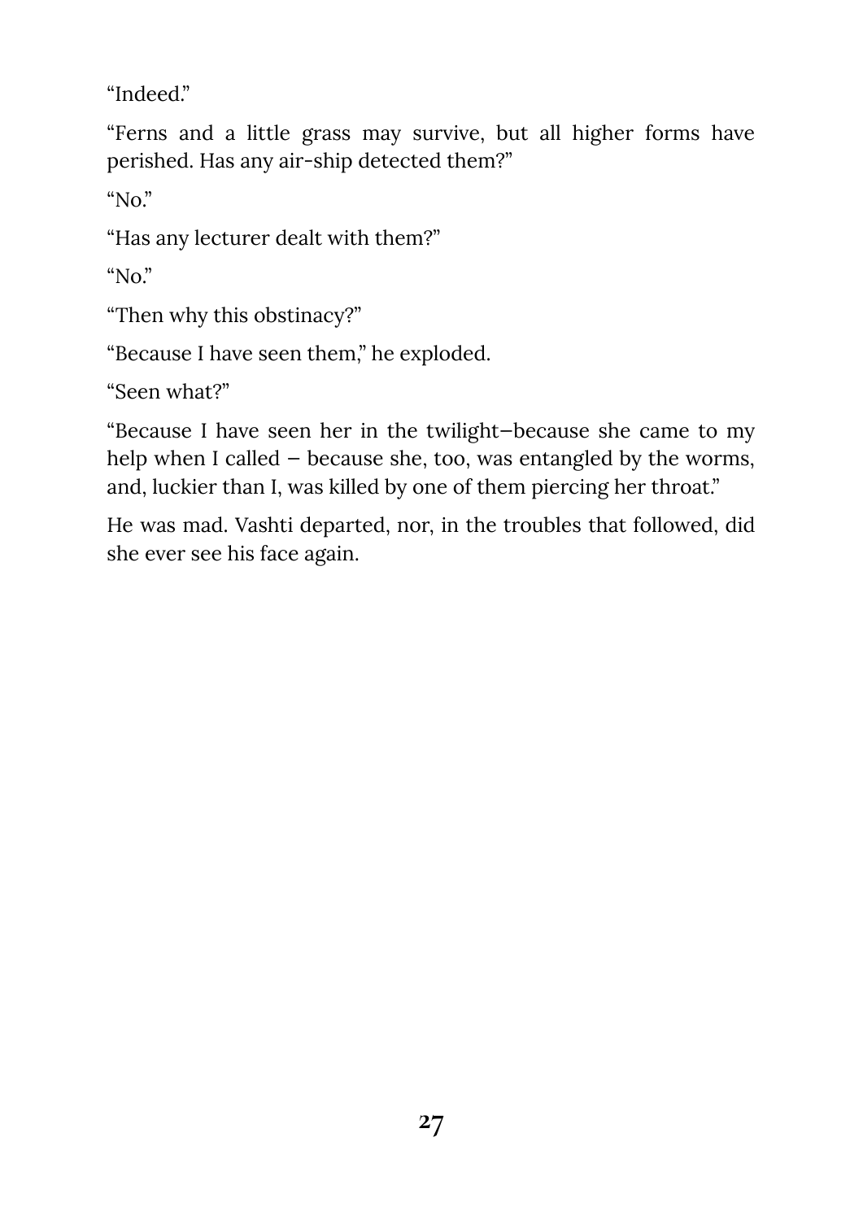"Indeed."

"Ferns and a little grass may survive, but all higher forms have perished. Has any air-ship detected them?"

"No."

"Has any lecturer dealt with them?"

"No."

"Then why this obstinacy?"

"Because I have seen them," he exploded.

"Seen what?"

"Because I have seen her in the twilight—because she came to my help when I called – because she, too, was entangled by the worms, and, luckier than I, was killed by one of them piercing her throat."

He was mad. Vashti departed, nor, in the troubles that followed, did she ever see his face again.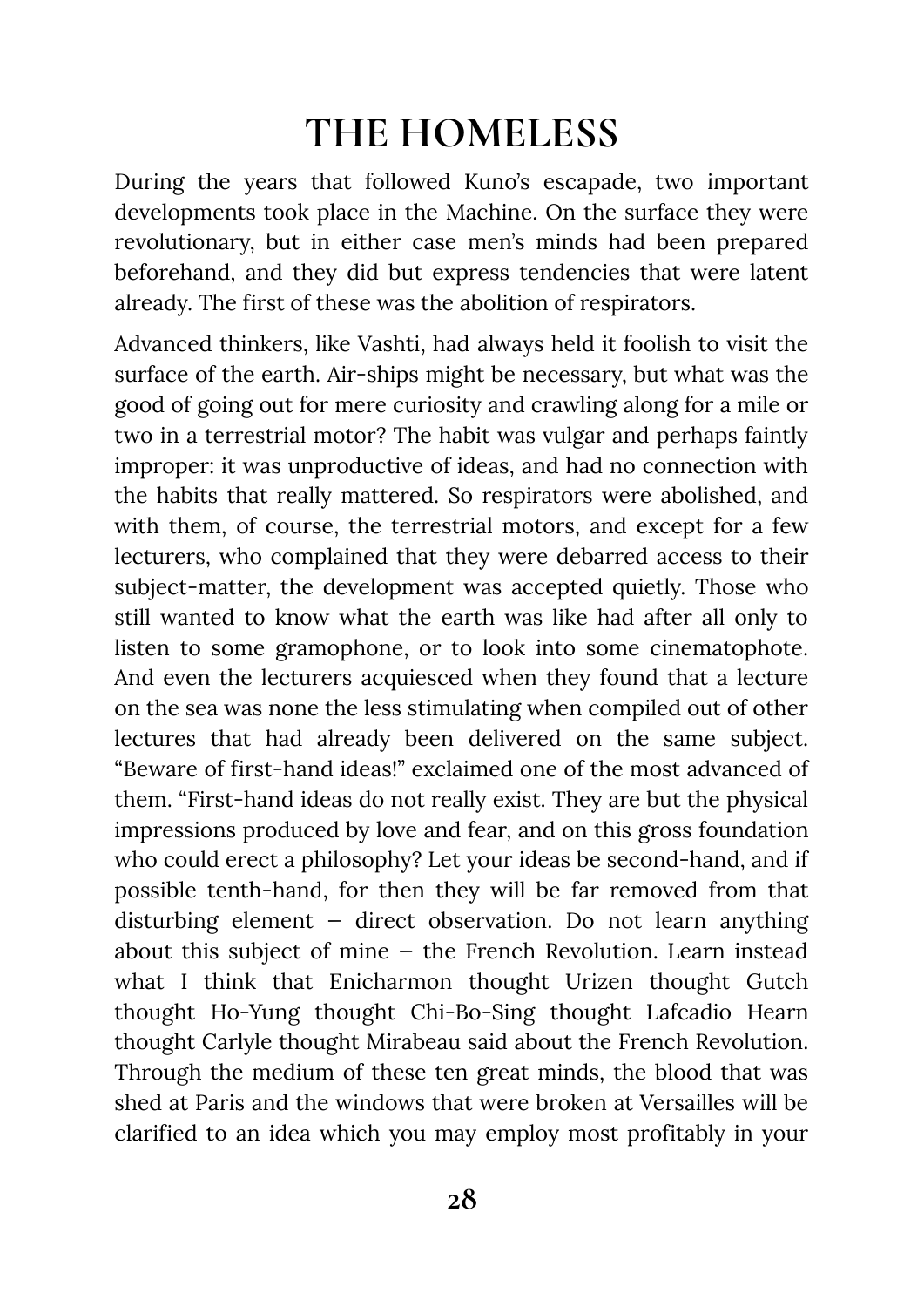# THE HOMELESS

During the years that followed Kuno's escapade, two important developments took place in the Machine. On the surface they were revolutionary, but in either case men's minds had been prepared beforehand, and they did but express tendencies that were latent already. The first of these was the abolition of respirators.

Advanced thinkers, like Vashti, had always held it foolish to visit the surface of the earth. Air-ships might be necessary, but what was the good of going out for mere curiosity and crawling along for a mile or two in a terrestrial motor? The habit was vulgar and perhaps faintly improper: it was unproductive of ideas, and had no connection with the habits that really mattered. So respirators were abolished, and with them, of course, the terrestrial motors, and except for a few lecturers, who complained that they were debarred access to their subject-matter, the development was accepted quietly. Those who still wanted to know what the earth was like had after all only to listen to some gramophone, or to look into some cinematophote. And even the lecturers acquiesced when they found that a lecture on the sea was none the less stimulating when compiled out of other lectures that had already been delivered on the same subject. "Beware of first-hand ideas!" exclaimed one of the most advanced of them. "First-hand ideas do not really exist. They are but the physical impressions produced by love and fear, and on this gross foundation who could erect a philosophy? Let your ideas be second-hand, and if possible tenth-hand, for then they will be far removed from that disturbing element – direct observation. Do not learn anything about this subject of mine – the French Revolution. Learn instead what I think that Enicharmon thought Urizen thought Gutch thought Ho-Yung thought Chi-Bo-Sing thought Lafcadio Hearn thought Carlyle thought Mirabeau said about the French Revolution. Through the medium of these ten great minds, the blood that was shed at Paris and the windows that were broken at Versailles will be clarified to an idea which you may employ most profitably in your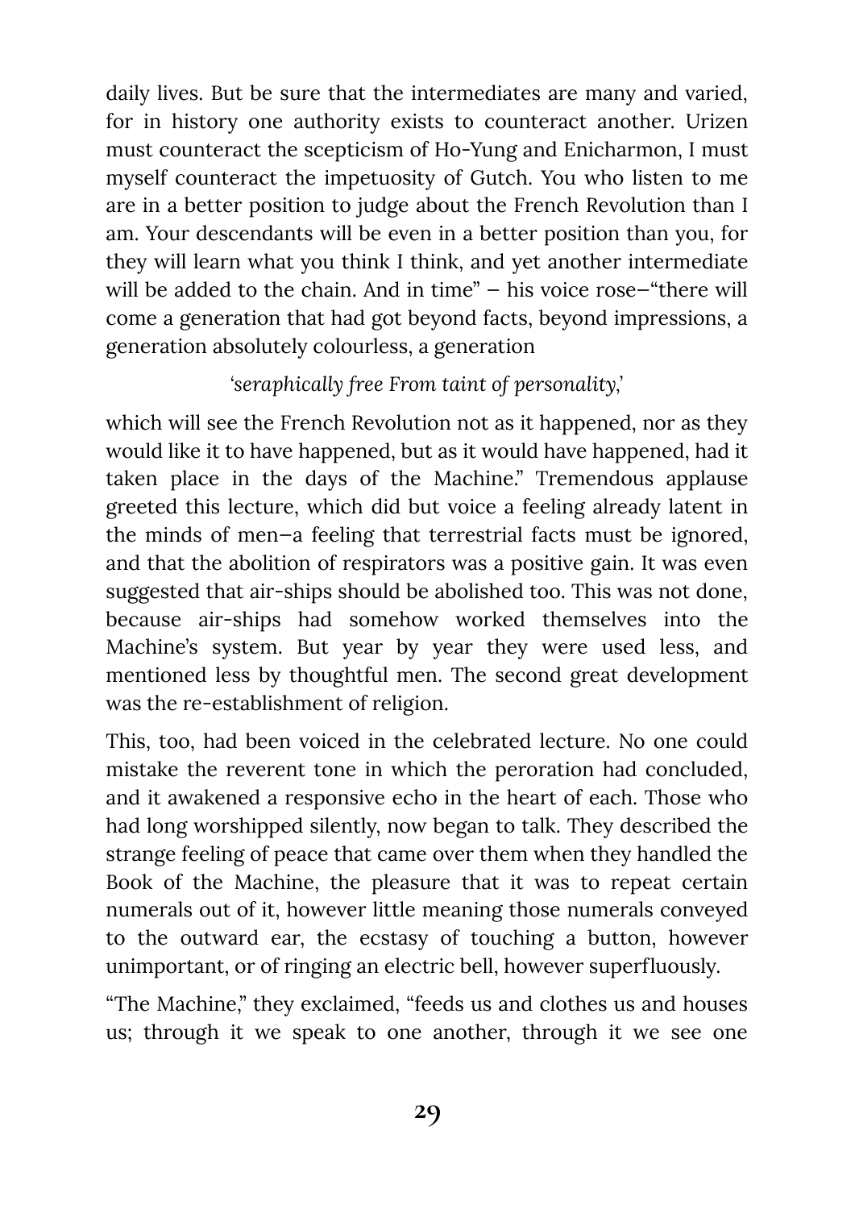daily lives. But be sure that the intermediates are many and varied, for in history one authority exists to counteract another. Urizen must counteract the scepticism of Ho-Yung and Enicharmon, I must myself counteract the impetuosity of Gutch. You who listen to me are in a better position to judge about the French Revolution than I am. Your descendants will be even in a better position than you, for they will learn what you think I think, and yet another intermediate will be added to the chain. And in time" – his voice rose–"there will come a generation that had got beyond facts, beyond impressions, a generation absolutely colourless, a generation

*'seraphically free From taint of personality,'*

which will see the French Revolution not as it happened, nor as they would like it to have happened, but as it would have happened, had it taken place in the days of the Machine." Tremendous applause greeted this lecture, which did but voice a feeling already latent in the minds of men–a feeling that terrestrial facts must be ignored, and that the abolition of respirators was a positive gain. It was even suggested that air-ships should be abolished too. This was not done, because air-ships had somehow worked themselves into the Machine's system. But year by year they were used less, and mentioned less by thoughtful men. The second great development was the re-establishment of religion.

This, too, had been voiced in the celebrated lecture. No one could mistake the reverent tone in which the peroration had concluded, and it awakened a responsive echo in the heart of each. Those who had long worshipped silently, now began to talk. They described the strange feeling of peace that came over them when they handled the Book of the Machine, the pleasure that it was to repeat certain numerals out of it, however little meaning those numerals conveyed to the outward ear, the ecstasy of touching a button, however unimportant, or of ringing an electric bell, however superfluously.

"The Machine," they exclaimed, "feeds us and clothes us and houses us; through it we speak to one another, through it we see one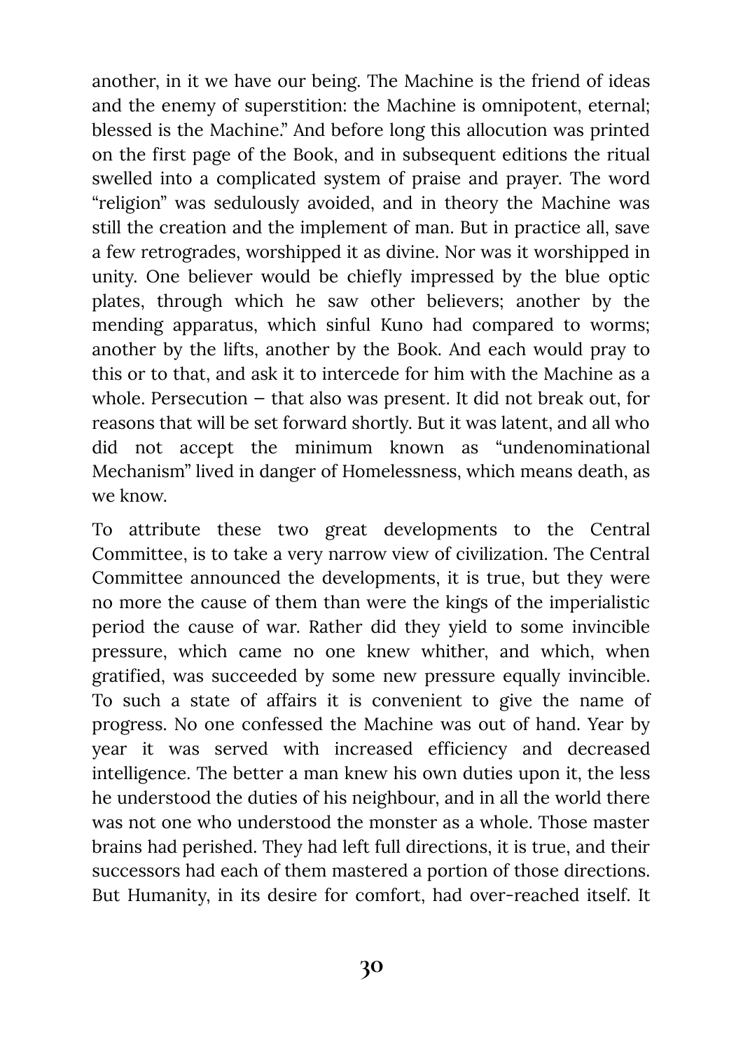another, in it we have our being. The Machine is the friend of ideas and the enemy of superstition: the Machine is omnipotent, eternal; blessed is the Machine." And before long this allocution was printed on the first page of the Book, and in subsequent editions the ritual swelled into a complicated system of praise and prayer. The word "religion" was sedulously avoided, and in theory the Machine was still the creation and the implement of man. But in practice all, save a few retrogrades, worshipped it as divine. Nor was it worshipped in unity. One believer would be chiefly impressed by the blue optic plates, through which he saw other believers; another by the mending apparatus, which sinful Kuno had compared to worms; another by the lifts, another by the Book. And each would pray to this or to that, and ask it to intercede for him with the Machine as a whole. Persecution – that also was present. It did not break out, for reasons that will be set forward shortly. But it was latent, and all who did not accept the minimum known as "undenominational Mechanism" lived in danger of Homelessness, which means death, as we know.

To attribute these two great developments to the Central Committee, is to take a very narrow view of civilization. The Central Committee announced the developments, it is true, but they were no more the cause of them than were the kings of the imperialistic period the cause of war. Rather did they yield to some invincible pressure, which came no one knew whither, and which, when gratified, was succeeded by some new pressure equally invincible. To such a state of affairs it is convenient to give the name of progress. No one confessed the Machine was out of hand. Year by year it was served with increased efficiency and decreased intelligence. The better a man knew his own duties upon it, the less he understood the duties of his neighbour, and in all the world there was not one who understood the monster as a whole. Those master brains had perished. They had left full directions, it is true, and their successors had each of them mastered a portion of those directions. But Humanity, in its desire for comfort, had over-reached itself. It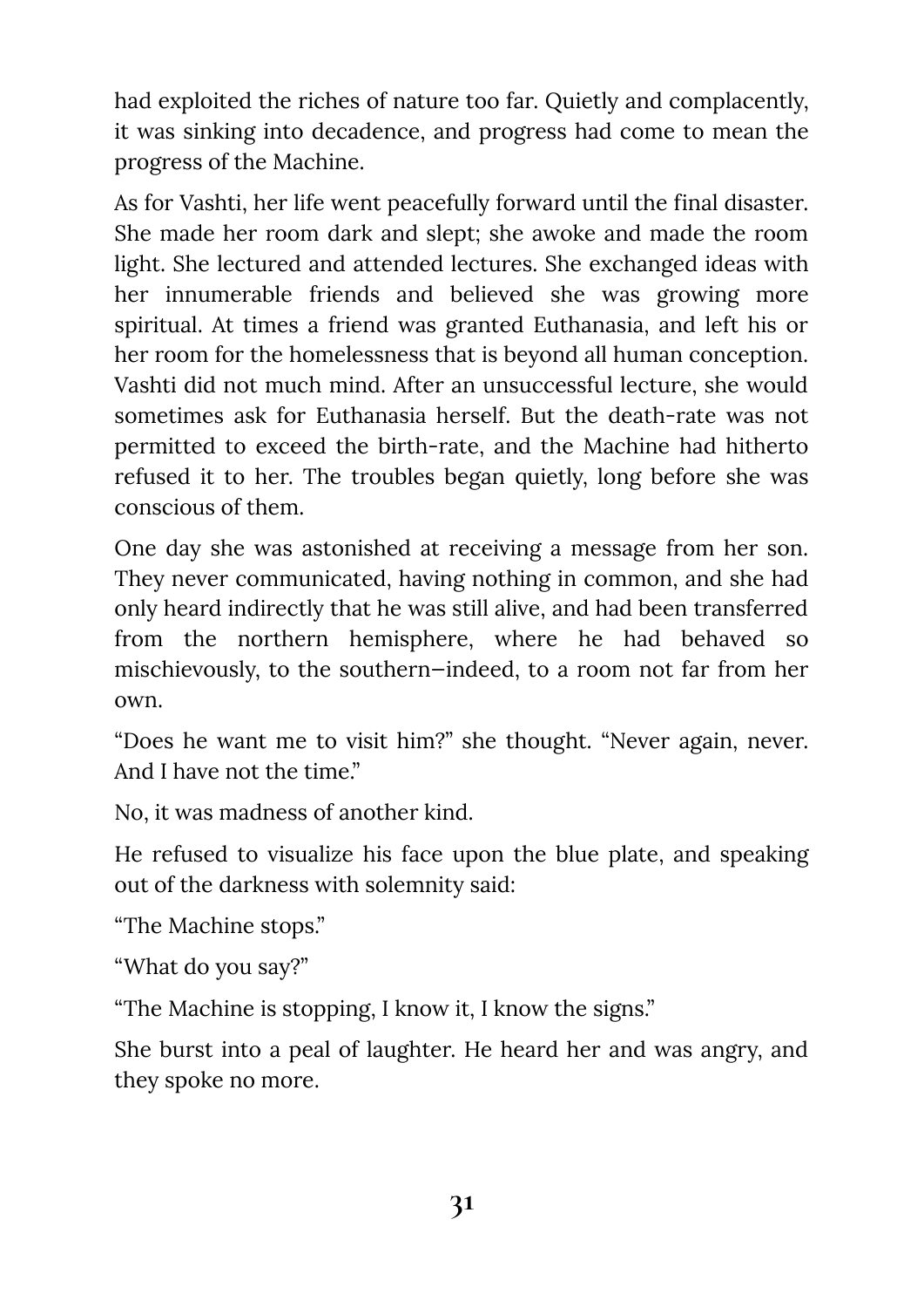had exploited the riches of nature too far. Quietly and complacently, it was sinking into decadence, and progress had come to mean the progress of the Machine.

As for Vashti, her life went peacefully forward until the final disaster. She made her room dark and slept; she awoke and made the room light. She lectured and attended lectures. She exchanged ideas with her innumerable friends and believed she was growing more spiritual. At times a friend was granted Euthanasia, and left his or her room for the homelessness that is beyond all human conception. Vashti did not much mind. After an unsuccessful lecture, she would sometimes ask for Euthanasia herself. But the death-rate was not permitted to exceed the birth-rate, and the Machine had hitherto refused it to her. The troubles began quietly, long before she was conscious of them.

One day she was astonished at receiving a message from her son. They never communicated, having nothing in common, and she had only heard indirectly that he was still alive, and had been transferred from the northern hemisphere, where he had behaved so mischievously, to the southern—indeed, to a room not far from her own.

"Does he want me to visit him?" she thought. "Never again, never. And I have not the time."

No, it was madness of another kind.

He refused to visualize his face upon the blue plate, and speaking out of the darkness with solemnity said:

"The Machine stops."

"What do you say?"

"The Machine is stopping, I know it, I know the signs."

She burst into a peal of laughter. He heard her and was angry, and they spoke no more.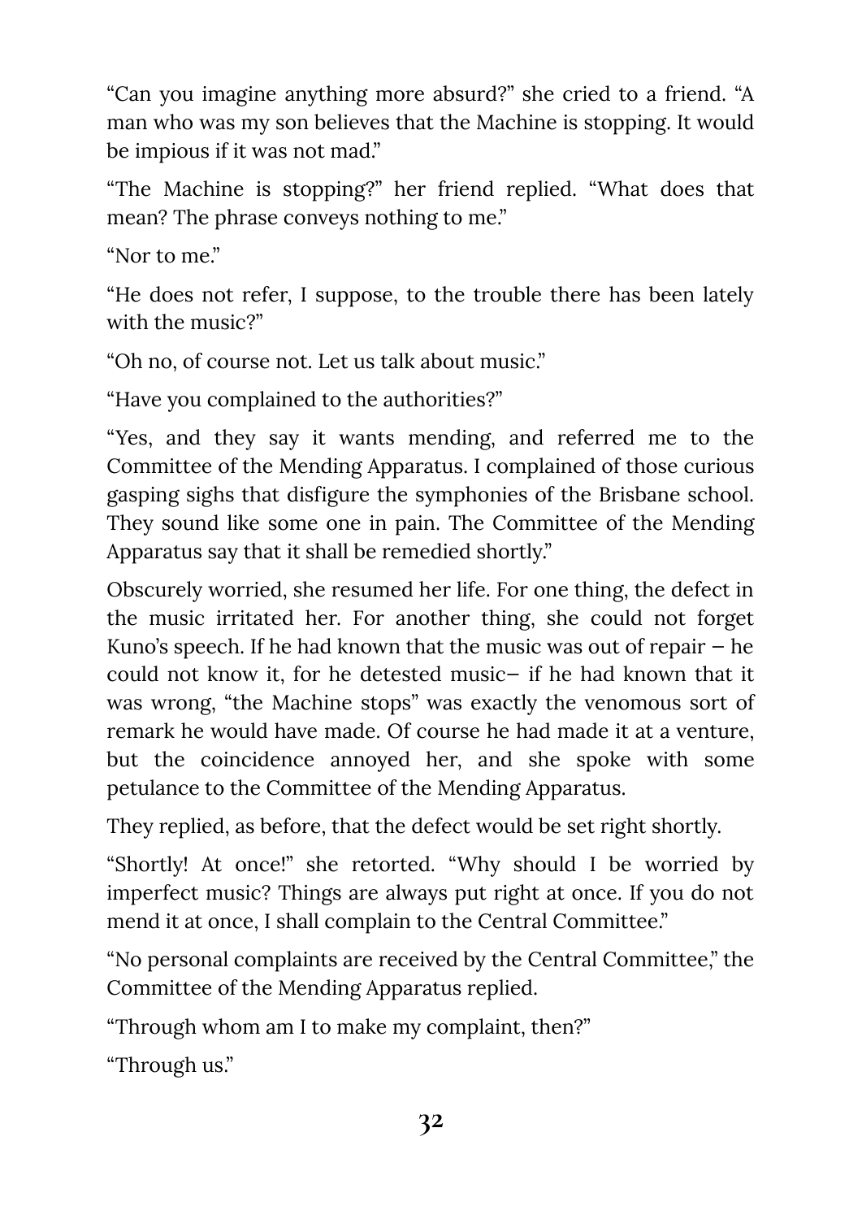"Can you imagine anything more absurd?" she cried to a friend. "A man who was my son believes that the Machine is stopping. It would be impious if it was not mad."

"The Machine is stopping?" her friend replied. "What does that mean? The phrase conveys nothing to me."

"Nor to me."

"He does not refer, I suppose, to the trouble there has been lately with the music?"

"Oh no, of course not. Let us talk about music."

"Have you complained to the authorities?"

"Yes, and they say it wants mending, and referred me to the Committee of the Mending Apparatus. I complained of those curious gasping sighs that disfigure the symphonies of the Brisbane school. They sound like some one in pain. The Committee of the Mending Apparatus say that it shall be remedied shortly."

Obscurely worried, she resumed her life. For one thing, the defect in the music irritated her. For another thing, she could not forget Kuno's speech. If he had known that the music was out of repair – he could not know it, for he detested music– if he had known that it was wrong, "the Machine stops" was exactly the venomous sort of remark he would have made. Of course he had made it at a venture, but the coincidence annoyed her, and she spoke with some petulance to the Committee of the Mending Apparatus.

They replied, as before, that the defect would be set right shortly.

"Shortly! At once!" she retorted. "Why should I be worried by imperfect music? Things are always put right at once. If you do not mend it at once, I shall complain to the Central Committee."

"No personal complaints are received by the Central Committee," the Committee of the Mending Apparatus replied.

"Through whom am I to make my complaint, then?"

"Through us."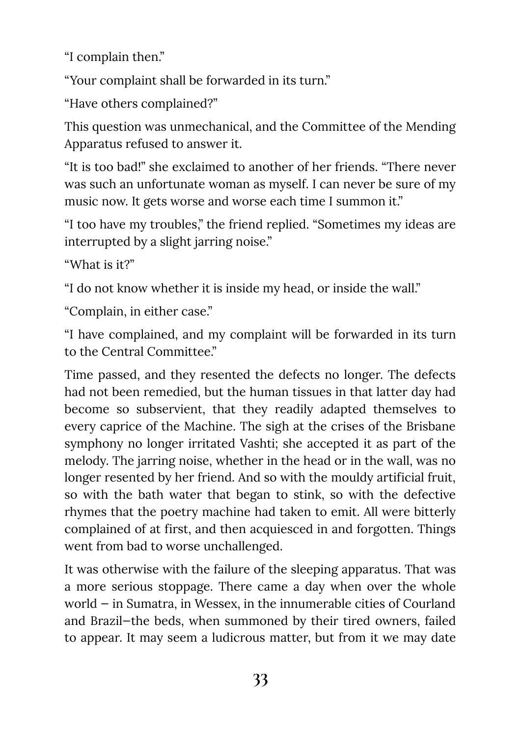“I complain then.”

“Your complaint shall be forwarded in its turn.”

“Have others complained?”

This question was unmechanical, and the Committee of the Mending Apparatus refused to answer it.

“It is too bad!” she exclaimed to another of her friends. “There never was such an unfortunate woman as myself. I can never be sure of my music now. It gets worse and worse each time I summon it.”

“I too have my troubles,” the friend replied. “Sometimes my ideas are interrupted by a slight jarring noise.”

“What is it?”

“I do not know whether it is inside my head, or inside the wall.”

“Complain, in either case.”

“I have complained, and my complaint will be forwarded in its turn to the Central Committee.”

Time passed, and they resented the defects no longer. The defects had not been remedied, but the human tissues in that latter day had become so subservient, that they readily adapted themselves to every caprice of the Machine. The sigh at the crises of the Brisbane symphony no longer irritated Vashti; she accepted it as part of the melody. The jarring noise, whether in the head or in the wall, was no longer resented by her friend. And so with the mouldy artificial fruit, so with the bath water that began to stink, so with the defective rhymes that the poetry machine had taken to emit. All were bitterly complained of at first, and then acquiesced in and forgotten. Things went from bad to worse unchallenged.

It was otherwise with the failure of the sleeping apparatus. That was a more serious stoppage. There came a day when over the whole world – in Sumatra, in Wessex, in the innumerable cities of Courland and Brazil—the beds, when summoned by their tired owners, failed to appear. It may seem a ludicrous matter, but from it we may date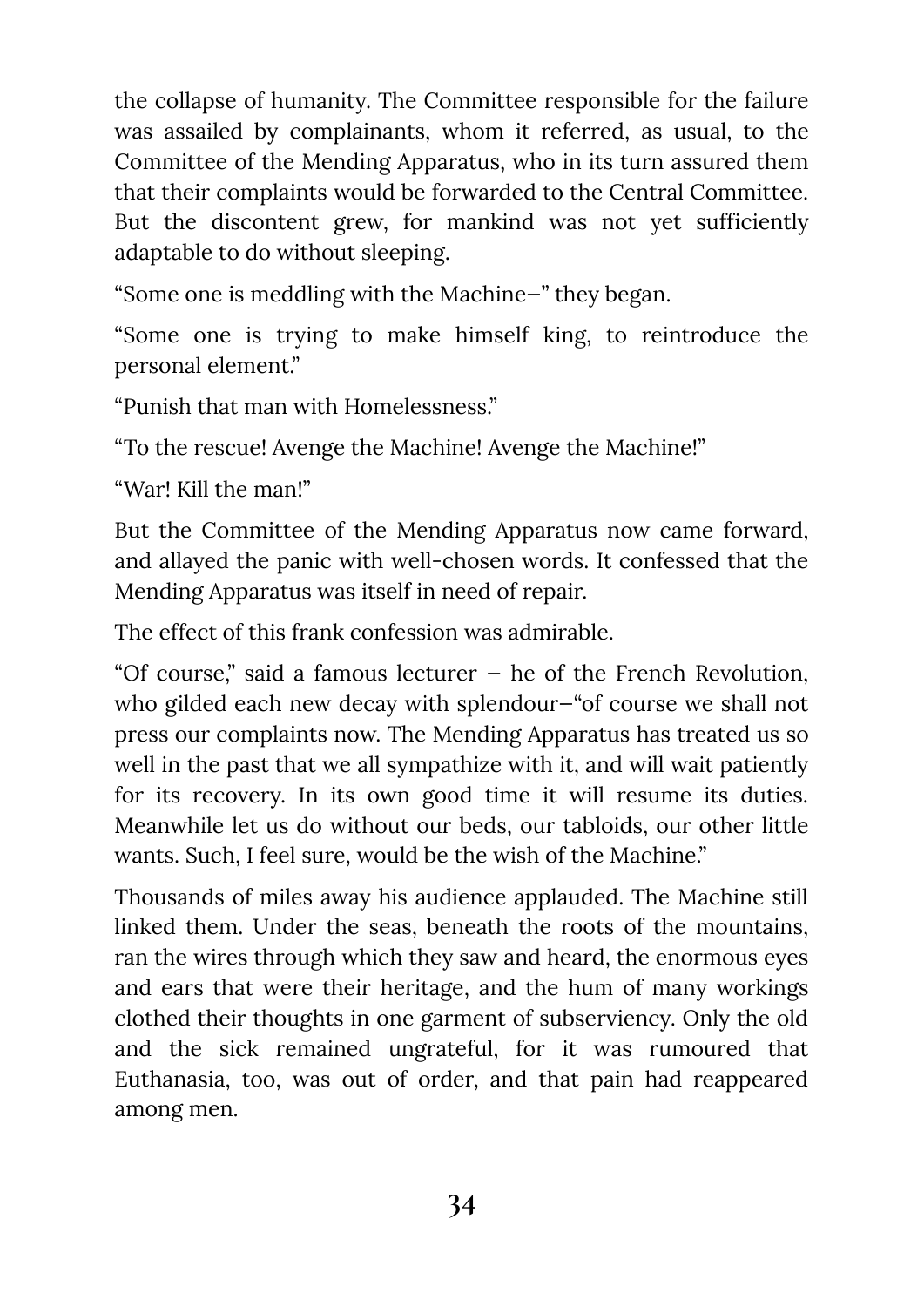the collapse of humanity. The Committee responsible for the failure was assailed by complainants, whom it referred, as usual, to the Committee of the Mending Apparatus, who in its turn assured them that their complaints would be forwarded to the Central Committee. But the discontent grew, for mankind was not yet sufficiently adaptable to do without sleeping.

“Some one is meddling with the Machine—” they began.

“Some one is trying to make himself king, to reintroduce the personal element.”

“Punish that man with Homelessness.”

“To the rescue! Avenge the Machine! Avenge the Machine!”

“War! Kill the man!”

But the Committee of the Mending Apparatus now came forward, and allayed the panic with well-chosen words. It confessed that the Mending Apparatus was itself in need of repair.

The effect of this frank confession was admirable.

“Of course,” said a famous lecturer — he of the French Revolution, who gilded each new decay with splendour—“of course we shall not press our complaints now. The Mending Apparatus has treated us so well in the past that we all sympathize with it, and will wait patiently for its recovery. In its own good time it will resume its duties. Meanwhile let us do without our beds, our tabloids, our other little wants. Such, I feel sure, would be the wish of the Machine.”

Thousands of miles away his audience applauded. The Machine still linked them. Under the seas, beneath the roots of the mountains, ran the wires through which they saw and heard, the enormous eyes and ears that were their heritage, and the hum of many workings clothed their thoughts in one garment of subserviency. Only the old and the sick remained ungrateful, for it was rumoured that Euthanasia, too, was out of order, and that pain had reappeared among men.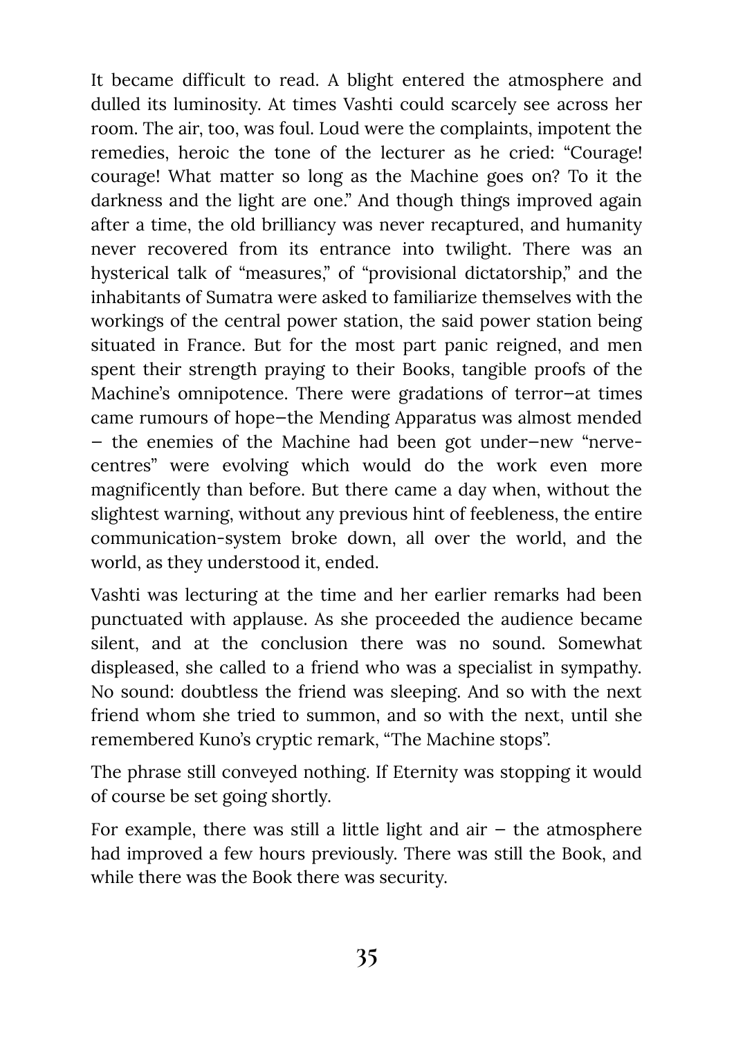It became difficult to read. A blight entered the atmosphere and dulled its luminosity. At times Vashti could scarcely see across her room. The air, too, was foul. Loud were the complaints, impotent the remedies, heroic the tone of the lecturer as he cried: "Courage! courage! What matter so long as the Machine goes on? To it the darkness and the light are one." And though things improved again after a time, the old brilliancy was never recaptured, and humanity never recovered from its entrance into twilight. There was an hysterical talk of "measures," of "provisional dictatorship," and the inhabitants of Sumatra were asked to familiarize themselves with the workings of the central power station, the said power station being situated in France. But for the most part panic reigned, and men spent their strength praying to their Books, tangible proofs of the Machine's omnipotence. There were gradations of terror—at times came rumours of hope—the Mending Apparatus was almost mended — the enemies of the Machine had been got under—new "nerve-centres" were evolving which would do the work even more magnificently than before. But there came a day when, without the slightest warning, without any previous hint of feebleness, the entire communication-system broke down, all over the world, and the world, as they understood it, ended.

Vashti was lecturing at the time and her earlier remarks had been punctuated with applause. As she proceeded the audience became silent, and at the conclusion there was no sound. Somewhat displeased, she called to a friend who was a specialist in sympathy. No sound: doubtless the friend was sleeping. And so with the next friend whom she tried to summon, and so with the next, until she remembered Kuno's cryptic remark, "The Machine stops".

The phrase still conveyed nothing. If Eternity was stopping it would of course be set going shortly.

For example, there was still a little light and air — the atmosphere had improved a few hours previously. There was still the Book, and while there was the Book there was security.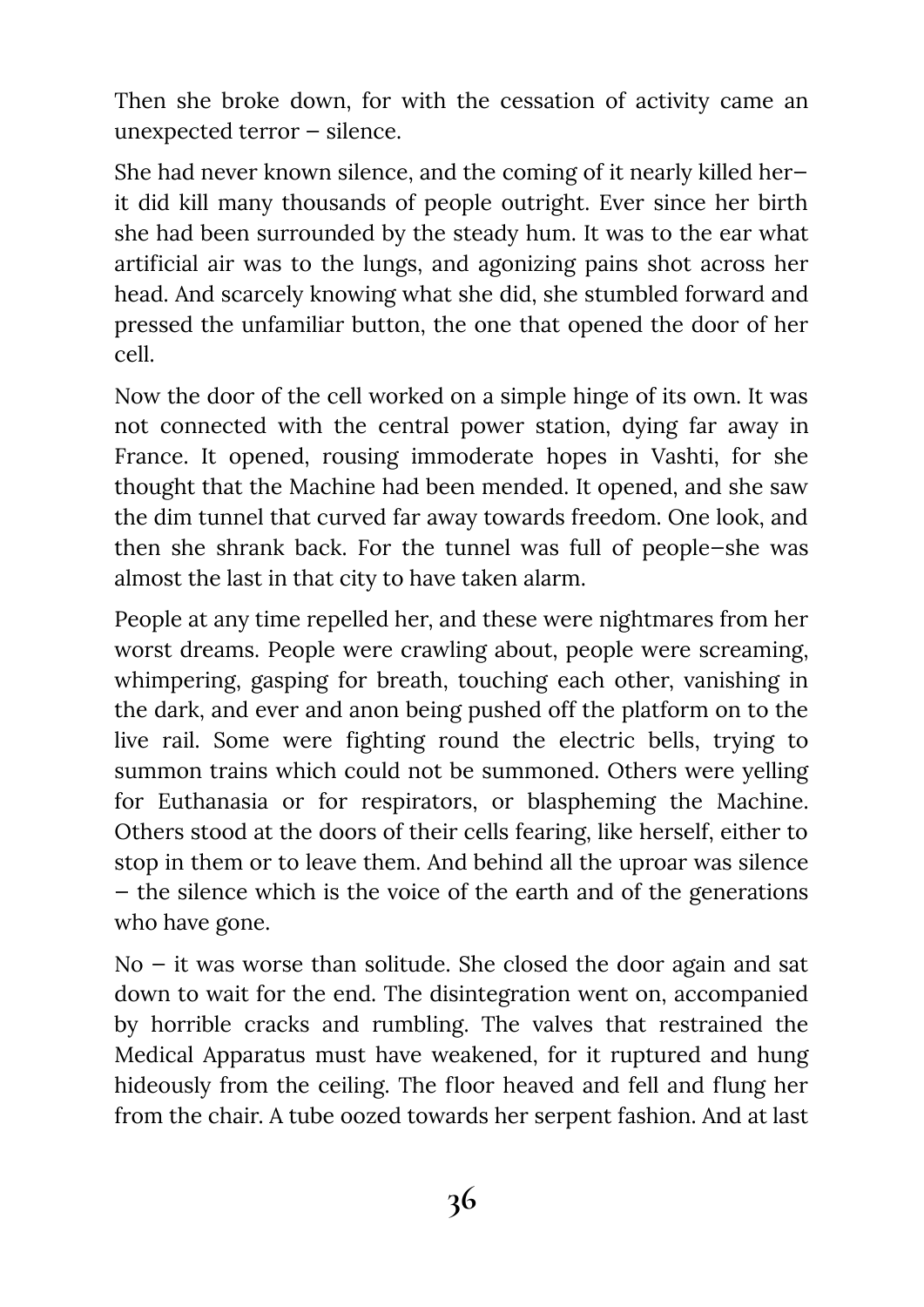Then she broke down, for with the cessation of activity came an unexpected terror – silence.

She had never known silence, and the coming of it nearly killed her– it did kill many thousands of people outright. Ever since her birth she had been surrounded by the steady hum. It was to the ear what artificial air was to the lungs, and agonizing pains shot across her head. And scarcely knowing what she did, she stumbled forward and pressed the unfamiliar button, the one that opened the door of her cell.

Now the door of the cell worked on a simple hinge of its own. It was not connected with the central power station, dying far away in France. It opened, rousing immoderate hopes in Vashti, for she thought that the Machine had been mended. It opened, and she saw the dim tunnel that curved far away towards freedom. One look, and then she shrank back. For the tunnel was full of people–she was almost the last in that city to have taken alarm.

People at any time repelled her, and these were nightmares from her worst dreams. People were crawling about, people were screaming, whimpering, gasping for breath, touching each other, vanishing in the dark, and ever and anon being pushed off the platform on to the live rail. Some were fighting round the electric bells, trying to summon trains which could not be summoned. Others were yelling for Euthanasia or for respirators, or blaspheming the Machine. Others stood at the doors of their cells fearing, like herself, either to stop in them or to leave them. And behind all the uproar was silence – the silence which is the voice of the earth and of the generations who have gone.

No – it was worse than solitude. She closed the door again and sat down to wait for the end. The disintegration went on, accompanied by horrible cracks and rumbling. The valves that restrained the Medical Apparatus must have weakened, for it ruptured and hung hideously from the ceiling. The floor heaved and fell and flung her from the chair. A tube oozed towards her serpent fashion. And at last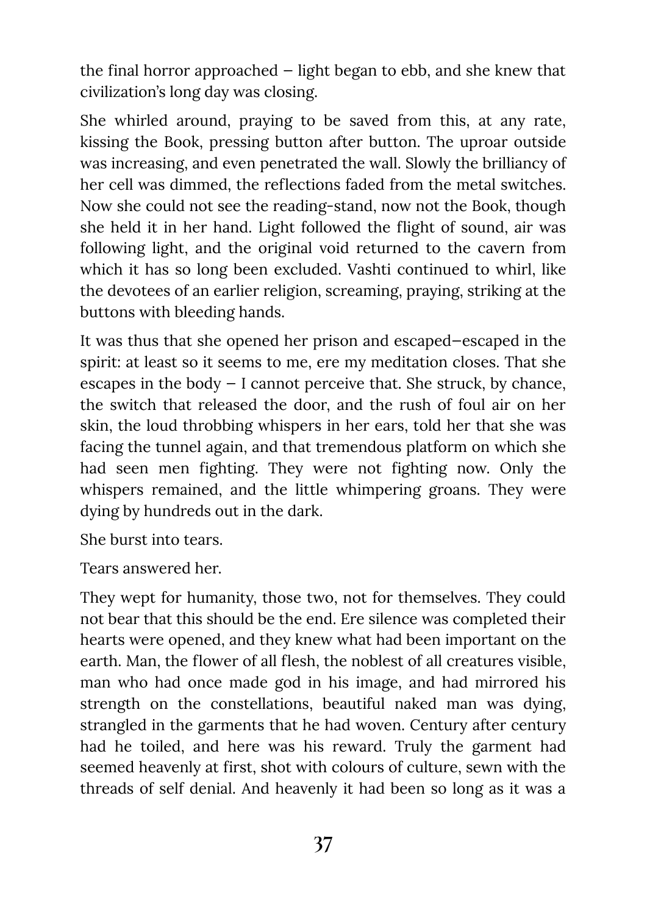the final horror approached – light began to ebb, and she knew that civilization's long day was closing.

She whirled around, praying to be saved from this, at any rate, kissing the Book, pressing button after button. The uproar outside was increasing, and even penetrated the wall. Slowly the brilliancy of her cell was dimmed, the reflections faded from the metal switches. Now she could not see the reading-stand, now not the Book, though she held it in her hand. Light followed the flight of sound, air was following light, and the original void returned to the cavern from which it has so long been excluded. Vashti continued to whirl, like the devotees of an earlier religion, screaming, praying, striking at the buttons with bleeding hands.

It was thus that she opened her prison and escaped—escaped in the spirit: at least so it seems to me, ere my meditation closes. That she escapes in the body – I cannot perceive that. She struck, by chance, the switch that released the door, and the rush of foul air on her skin, the loud throbbing whispers in her ears, told her that she was facing the tunnel again, and that tremendous platform on which she had seen men fighting. They were not fighting now. Only the whispers remained, and the little whimpering groans. They were dying by hundreds out in the dark.

She burst into tears.

Tears answered her.

They wept for humanity, those two, not for themselves. They could not bear that this should be the end. Ere silence was completed their hearts were opened, and they knew what had been important on the earth. Man, the flower of all flesh, the noblest of all creatures visible, man who had once made god in his image, and had mirrored his strength on the constellations, beautiful naked man was dying, strangled in the garments that he had woven. Century after century had he toiled, and here was his reward. Truly the garment had seemed heavenly at first, shot with colours of culture, sewn with the threads of self denial. And heavenly it had been so long as it was a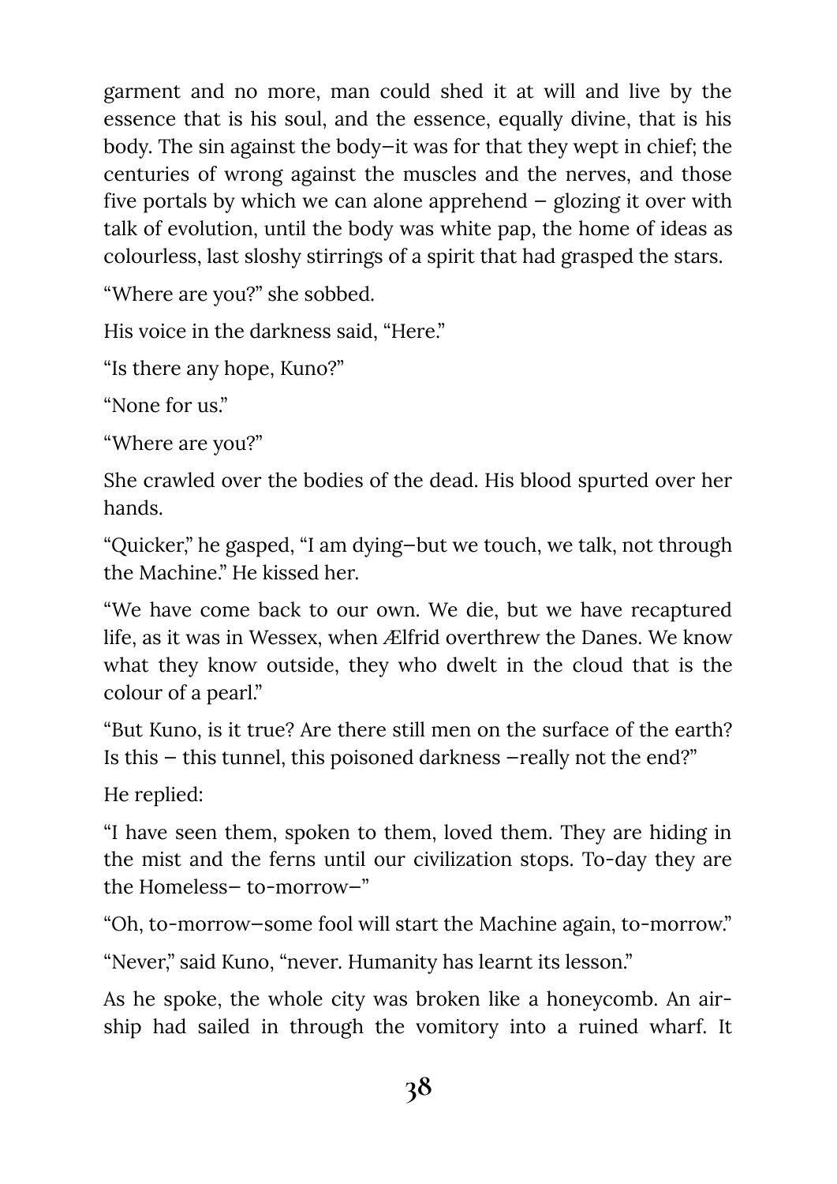garment and no more, man could shed it at will and live by the essence that is his soul, and the essence, equally divine, that is his body. The sin against the body—it was for that they wept in chief; the centuries of wrong against the muscles and the nerves, and those five portals by which we can alone apprehend — glozing it over with talk of evolution, until the body was white pap, the home of ideas as colourless, last sloshy stirrings of a spirit that had grasped the stars.

"Where are you?" she sobbed.

His voice in the darkness said, "Here."

"Is there any hope, Kuno?"

"None for us."

"Where are you?"

She crawled over the bodies of the dead. His blood spurted over her hands.

"Quicker," he gasped, "I am dying—but we touch, we talk, not through the Machine." He kissed her.

"We have come back to our own. We die, but we have recaptured life, as it was in Wessex, when Ælfrid overthrew the Danes. We know what they know outside, they who dwelt in the cloud that is the colour of a pearl."

"But Kuno, is it true? Are there still men on the surface of the earth? Is this — this tunnel, this poisoned darkness —really not the end?"

He replied:

"I have seen them, spoken to them, loved them. They are hiding in the mist and the ferns until our civilization stops. To-day they are the Homeless— to-morrow—"

"Oh, to-morrow—some fool will start the Machine again, to-morrow."

"Never," said Kuno, "never. Humanity has learnt its lesson."

As he spoke, the whole city was broken like a honeycomb. An air-ship had sailed in through the vomitory into a ruined wharf. It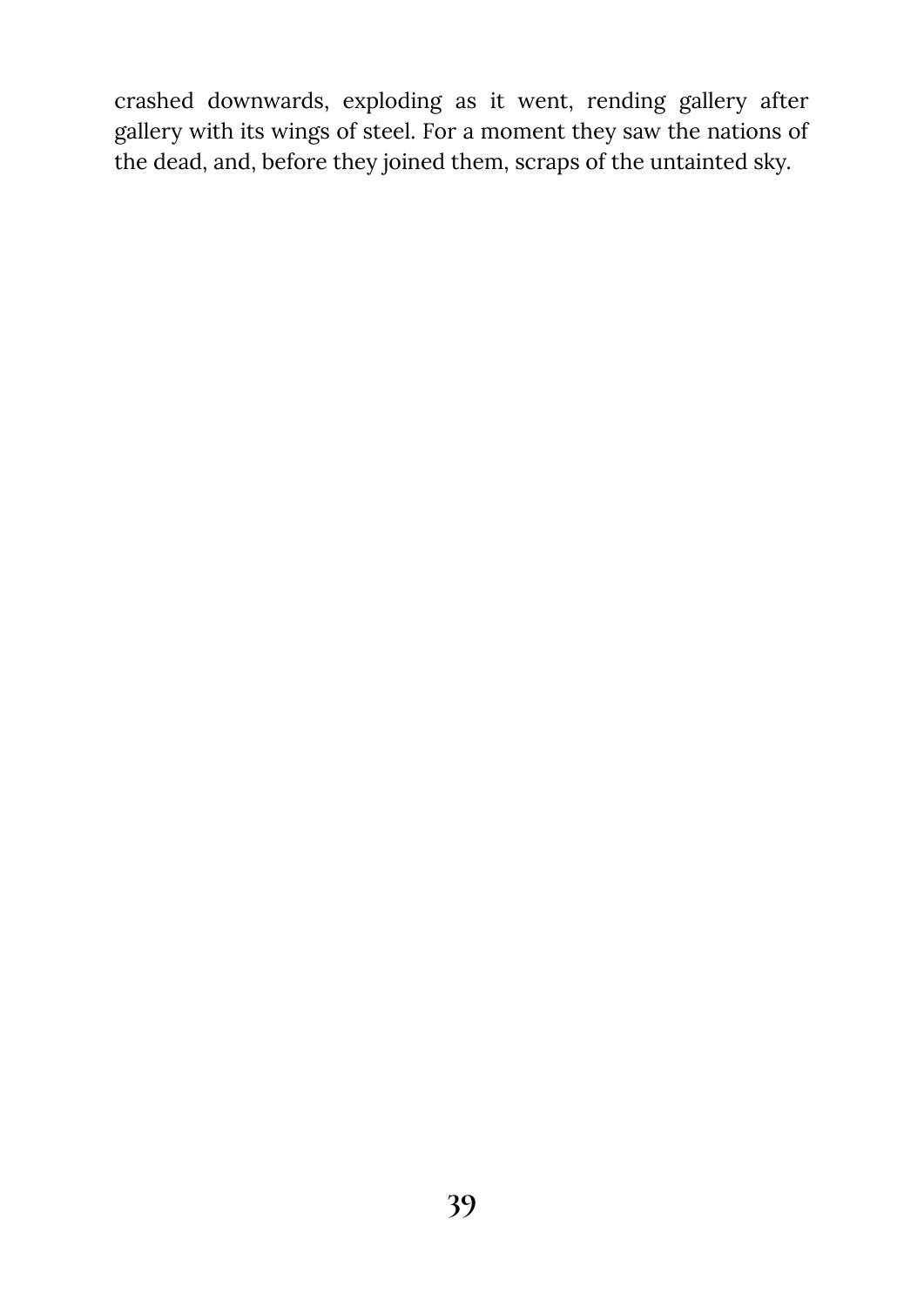crashed downwards, exploding as it went, rending gallery after gallery with its wings of steel. For a moment they saw the nations of the dead, and, before they joined them, scraps of the untainted sky.